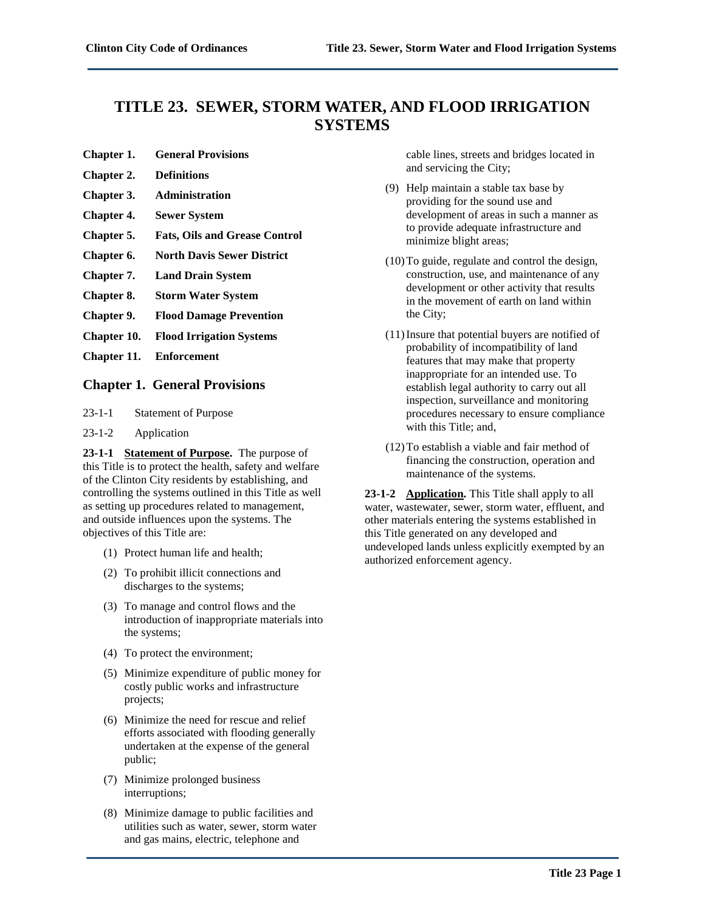# TITLE 23. SEWER, STORM WATER, AND FLOOD IRRIGATION SYSTEMS

**Chapter 1.** **General Provisions**

**Chapter 2.** **Definitions**

**Chapter 3.** **Administration**

**Chapter 4.** **Sewer System**

**Chapter 5.** **Fats, Oils and Grease Control**

**Chapter 6.** **North Davis Sewer District**

**Chapter 7.** **Land Drain System**

**Chapter 8.** **Storm Water System**

**Chapter 9.** **Flood Damage Prevention**

**Chapter 10.** **Flood Irrigation Systems**

**Chapter 11.** **Enforcement**

## Chapter 1. General Provisions

23-1-1 Statement of Purpose

23-1-2 Application

**23-1-1 Statement of Purpose.** The purpose of this Title is to protect the health, safety and welfare of the Clinton City residents by establishing, and controlling the systems outlined in this Title as well as setting up procedures related to management, and outside influences upon the systems. The objectives of this Title are:

(1) Protect human life and health;

(2) To prohibit illicit connections and discharges to the systems;

(3) To manage and control flows and the introduction of inappropriate materials into the systems;

(4) To protect the environment;

(5) Minimize expenditure of public money for costly public works and infrastructure projects;

(6) Minimize the need for rescue and relief efforts associated with flooding generally undertaken at the expense of the general public;

(7) Minimize prolonged business interruptions;

(8) Minimize damage to public facilities and utilities such as water, sewer, storm water and gas mains, electric, telephone and cable lines, streets and bridges located in and servicing the City;

(9) Help maintain a stable tax base by providing for the sound use and development of areas in such a manner as to provide adequate infrastructure and minimize blight areas;

(10) To guide, regulate and control the design, construction, use, and maintenance of any development or other activity that results in the movement of earth on land within the City;

(11) Insure that potential buyers are notified of probability of incompatibility of land features that may make that property inappropriate for an intended use. To establish legal authority to carry out all inspection, surveillance and monitoring procedures necessary to ensure compliance with this Title; and,

(12) To establish a viable and fair method of financing the construction, operation and maintenance of the systems.

**23-1-2 Application.** This Title shall apply to all water, wastewater, sewer, storm water, effluent, and other materials entering the systems established in this Title generated on any developed and undeveloped lands unless explicitly exempted by an authorized enforcement agency.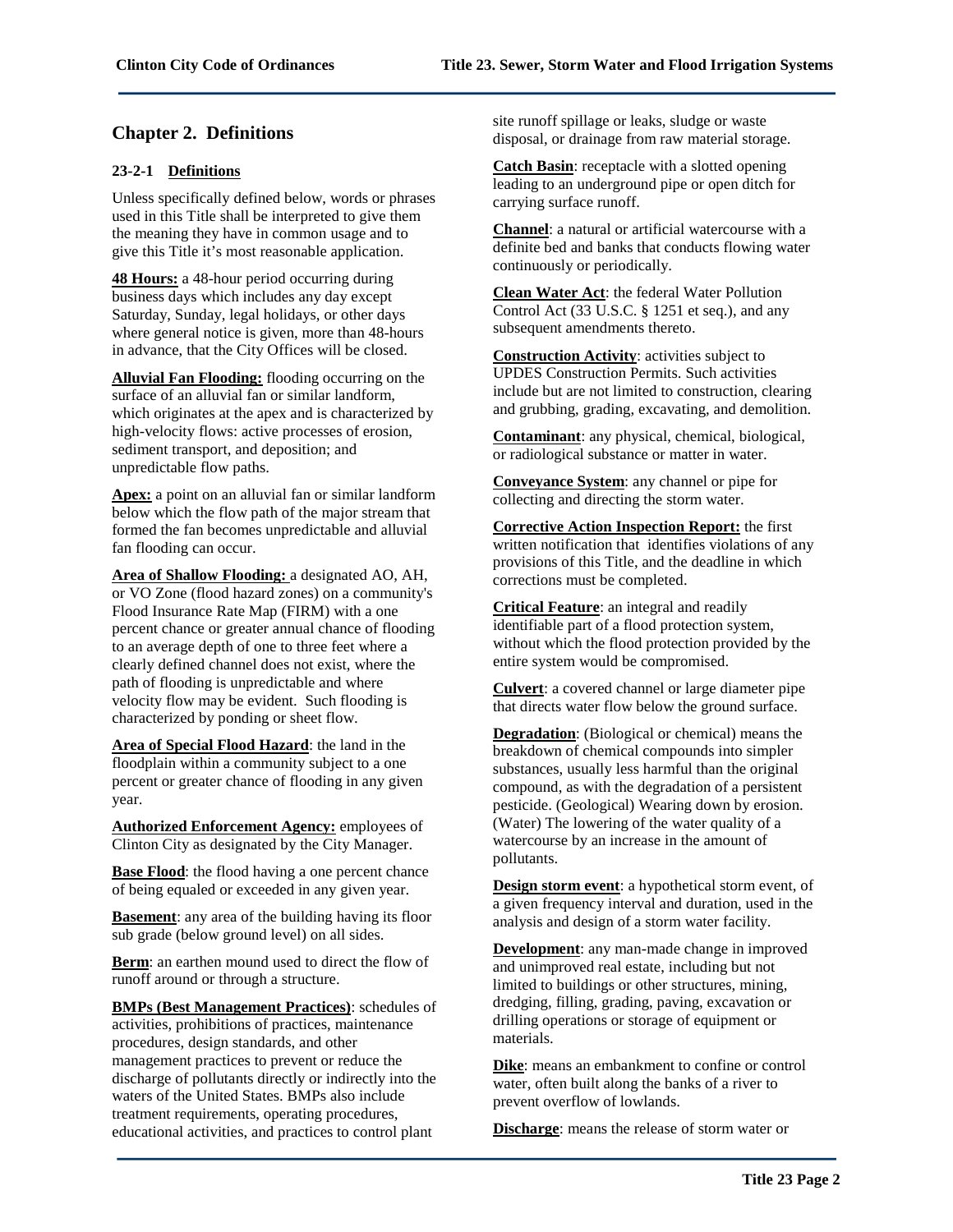## Chapter 2. Definitions

### 23-2-1 Definitions

Unless specifically defined below, words or phrases used in this Title shall be interpreted to give them the meaning they have in common usage and to give this Title it's most reasonable application.

**48 Hours:** a 48-hour period occurring during business days which includes any day except Saturday, Sunday, legal holidays, or other days where general notice is given, more than 48-hours in advance, that the City Offices will be closed.

**Alluvial Fan Flooding:** flooding occurring on the surface of an alluvial fan or similar landform, which originates at the apex and is characterized by high-velocity flows: active processes of erosion, sediment transport, and deposition; and unpredictable flow paths.

**Apex:** a point on an alluvial fan or similar landform below which the flow path of the major stream that formed the fan becomes unpredictable and alluvial fan flooding can occur.

**Area of Shallow Flooding:** a designated AO, AH, or VO Zone (flood hazard zones) on a community's Flood Insurance Rate Map (FIRM) with a one percent chance or greater annual chance of flooding to an average depth of one to three feet where a clearly defined channel does not exist, where the path of flooding is unpredictable and where velocity flow may be evident. Such flooding is characterized by ponding or sheet flow.

**Area of Special Flood Hazard**: the land in the floodplain within a community subject to a one percent or greater chance of flooding in any given year.

**Authorized Enforcement Agency:** employees of Clinton City as designated by the City Manager.

**Base Flood**: the flood having a one percent chance of being equaled or exceeded in any given year.

**Basement**: any area of the building having its floor sub grade (below ground level) on all sides.

**Berm**: an earthen mound used to direct the flow of runoff around or through a structure.

**BMPs (Best Management Practices)**: schedules of activities, prohibitions of practices, maintenance procedures, design standards, and other management practices to prevent or reduce the discharge of pollutants directly or indirectly into the waters of the United States. BMPs also include treatment requirements, operating procedures, educational activities, and practices to control plant site runoff spillage or leaks, sludge or waste disposal, or drainage from raw material storage.

**Catch Basin**: receptacle with a slotted opening leading to an underground pipe or open ditch for carrying surface runoff.

**Channel**: a natural or artificial watercourse with a definite bed and banks that conducts flowing water continuously or periodically.

**Clean Water Act**: the federal Water Pollution Control Act (33 U.S.C. § 1251 et seq.), and any subsequent amendments thereto.

**Construction Activity**: activities subject to UPDES Construction Permits. Such activities include but are not limited to construction, clearing and grubbing, grading, excavating, and demolition.

**Contaminant**: any physical, chemical, biological, or radiological substance or matter in water.

**Conveyance System**: any channel or pipe for collecting and directing the storm water.

**Corrective Action Inspection Report:** the first written notification that identifies violations of any provisions of this Title, and the deadline in which corrections must be completed.

**Critical Feature**: an integral and readily identifiable part of a flood protection system, without which the flood protection provided by the entire system would be compromised.

**Culvert**: a covered channel or large diameter pipe that directs water flow below the ground surface.

**Degradation**: (Biological or chemical) means the breakdown of chemical compounds into simpler substances, usually less harmful than the original compound, as with the degradation of a persistent pesticide. (Geological) Wearing down by erosion. (Water) The lowering of the water quality of a watercourse by an increase in the amount of pollutants.

**Design storm event**: a hypothetical storm event, of a given frequency interval and duration, used in the analysis and design of a storm water facility.

**Development**: any man-made change in improved and unimproved real estate, including but not limited to buildings or other structures, mining, dredging, filling, grading, paving, excavation or drilling operations or storage of equipment or materials.

**Dike**: means an embankment to confine or control water, often built along the banks of a river to prevent overflow of lowlands.

**Discharge**: means the release of storm water or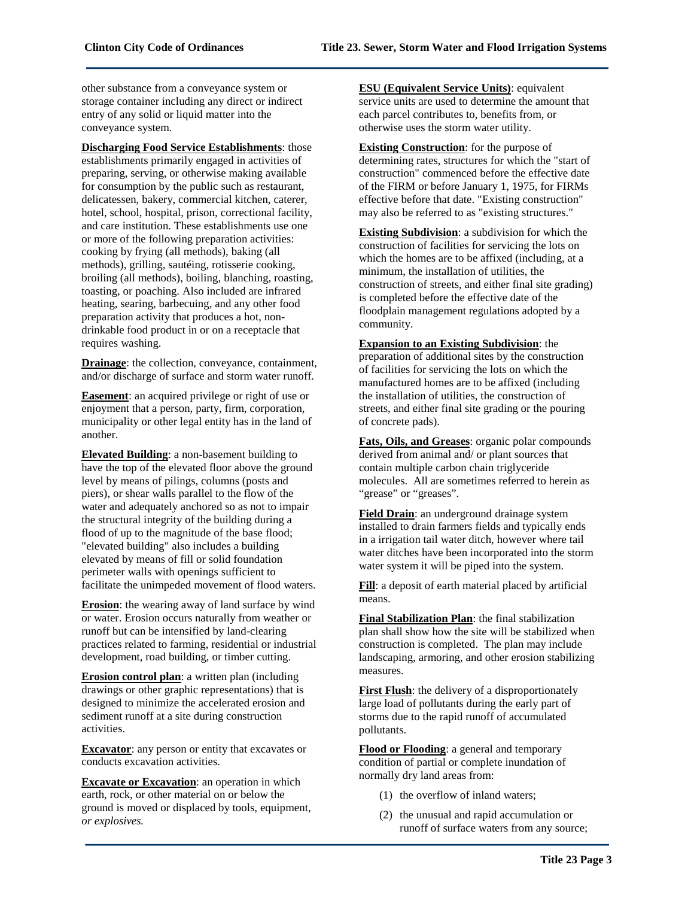other substance from a conveyance system or storage container including any direct or indirect entry of any solid or liquid matter into the conveyance system.

**Discharging Food Service Establishments**: those establishments primarily engaged in activities of preparing, serving, or otherwise making available for consumption by the public such as restaurant, delicatessen, bakery, commercial kitchen, caterer, hotel, school, hospital, prison, correctional facility, and care institution. These establishments use one or more of the following preparation activities: cooking by frying (all methods), baking (all methods), grilling, sautéing, rotisserie cooking, broiling (all methods), boiling, blanching, roasting, toasting, or poaching. Also included are infrared heating, searing, barbecuing, and any other food preparation activity that produces a hot, non-drinkable food product in or on a receptacle that requires washing.

**Drainage**: the collection, conveyance, containment, and/or discharge of surface and storm water runoff.

**Easement**: an acquired privilege or right of use or enjoyment that a person, party, firm, corporation, municipality or other legal entity has in the land of another.

**Elevated Building**: a non-basement building to have the top of the elevated floor above the ground level by means of pilings, columns (posts and piers), or shear walls parallel to the flow of the water and adequately anchored so as not to impair the structural integrity of the building during a flood of up to the magnitude of the base flood; "elevated building" also includes a building elevated by means of fill or solid foundation perimeter walls with openings sufficient to facilitate the unimpeded movement of flood waters.

**Erosion**: the wearing away of land surface by wind or water. Erosion occurs naturally from weather or runoff but can be intensified by land-clearing practices related to farming, residential or industrial development, road building, or timber cutting.

**Erosion control plan**: a written plan (including drawings or other graphic representations) that is designed to minimize the accelerated erosion and sediment runoff at a site during construction activities.

**Excavator**: any person or entity that excavates or conducts excavation activities.

**Excavate or Excavation**: an operation in which earth, rock, or other material on or below the ground is moved or displaced by tools, equipment, *or explosives.*

**ESU (Equivalent Service Units)**: equivalent service units are used to determine the amount that each parcel contributes to, benefits from, or otherwise uses the storm water utility.

**Existing Construction**: for the purpose of determining rates, structures for which the "start of construction" commenced before the effective date of the FIRM or before January 1, 1975, for FIRMs effective before that date. "Existing construction" may also be referred to as "existing structures."

**Existing Subdivision**: a subdivision for which the construction of facilities for servicing the lots on which the homes are to be affixed (including, at a minimum, the installation of utilities, the construction of streets, and either final site grading) is completed before the effective date of the floodplain management regulations adopted by a community.

**Expansion to an Existing Subdivision**: the preparation of additional sites by the construction of facilities for servicing the lots on which the manufactured homes are to be affixed (including the installation of utilities, the construction of streets, and either final site grading or the pouring of concrete pads).

**Fats, Oils, and Greases**: organic polar compounds derived from animal and/ or plant sources that contain multiple carbon chain triglyceride molecules. All are sometimes referred to herein as "grease" or "greases".

**Field Drain**: an underground drainage system installed to drain farmers fields and typically ends in a irrigation tail water ditch, however where tail water ditches have been incorporated into the storm water system it will be piped into the system.

**Fill**: a deposit of earth material placed by artificial means.

**Final Stabilization Plan**: the final stabilization plan shall show how the site will be stabilized when construction is completed. The plan may include landscaping, armoring, and other erosion stabilizing measures.

**First Flush**: the delivery of a disproportionately large load of pollutants during the early part of storms due to the rapid runoff of accumulated pollutants.

**Flood or Flooding**: a general and temporary condition of partial or complete inundation of normally dry land areas from:

(1) the overflow of inland waters;

(2) the unusual and rapid accumulation or runoff of surface waters from any source;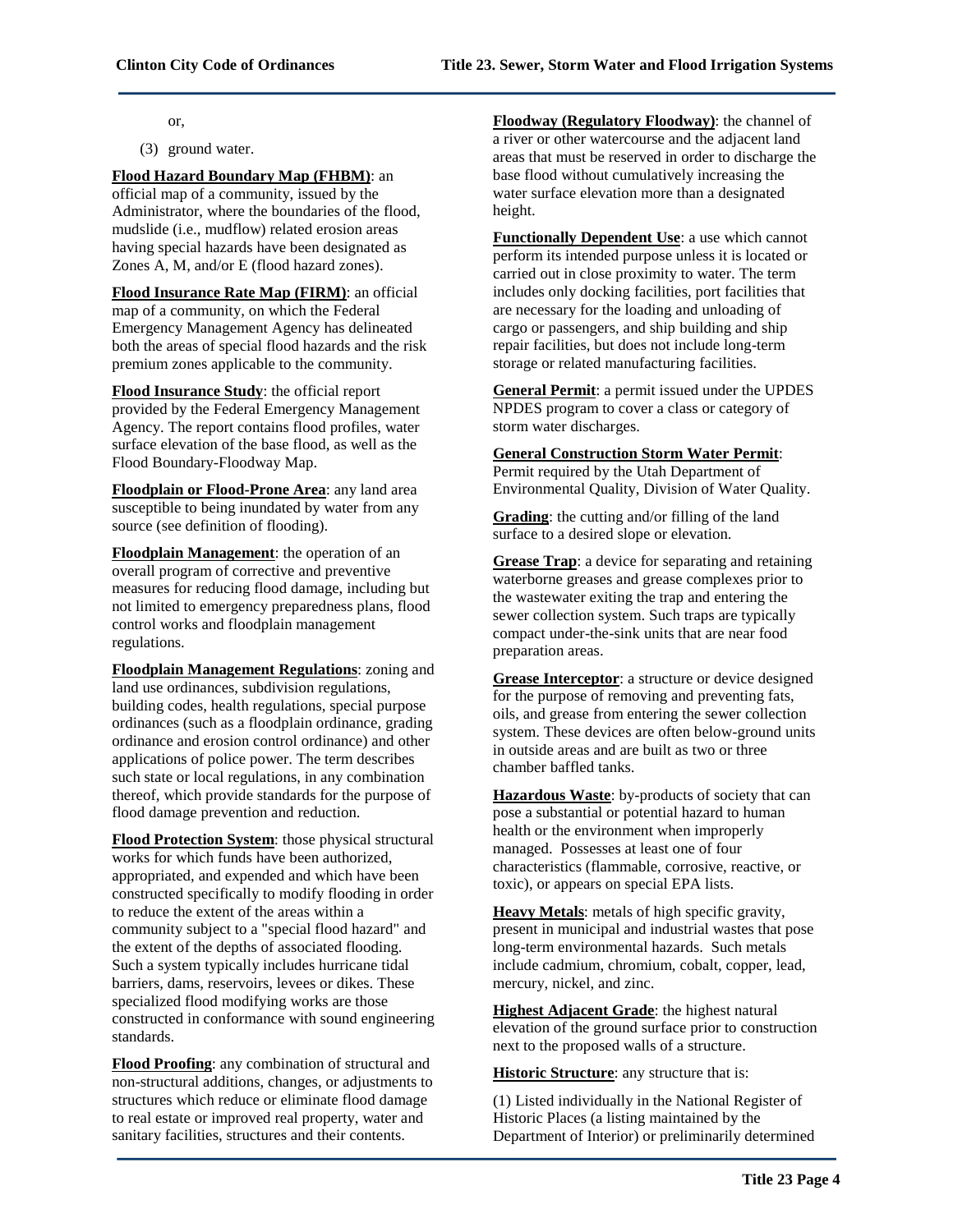or,

(3) ground water.

**Flood Hazard Boundary Map (FHBM)**: an official map of a community, issued by the Administrator, where the boundaries of the flood, mudslide (i.e., mudflow) related erosion areas having special hazards have been designated as Zones A, M, and/or E (flood hazard zones).

**Flood Insurance Rate Map (FIRM)**: an official map of a community, on which the Federal Emergency Management Agency has delineated both the areas of special flood hazards and the risk premium zones applicable to the community.

**Flood Insurance Study**: the official report provided by the Federal Emergency Management Agency. The report contains flood profiles, water surface elevation of the base flood, as well as the Flood Boundary-Floodway Map.

**Floodplain or Flood-Prone Area**: any land area susceptible to being inundated by water from any source (see definition of flooding).

**Floodplain Management**: the operation of an overall program of corrective and preventive measures for reducing flood damage, including but not limited to emergency preparedness plans, flood control works and floodplain management regulations.

**Floodplain Management Regulations**: zoning and land use ordinances, subdivision regulations, building codes, health regulations, special purpose ordinances (such as a floodplain ordinance, grading ordinance and erosion control ordinance) and other applications of police power. The term describes such state or local regulations, in any combination thereof, which provide standards for the purpose of flood damage prevention and reduction.

**Flood Protection System**: those physical structural works for which funds have been authorized, appropriated, and expended and which have been constructed specifically to modify flooding in order to reduce the extent of the areas within a community subject to a "special flood hazard" and the extent of the depths of associated flooding. Such a system typically includes hurricane tidal barriers, dams, reservoirs, levees or dikes. These specialized flood modifying works are those constructed in conformance with sound engineering standards.

**Flood Proofing**: any combination of structural and non-structural additions, changes, or adjustments to structures which reduce or eliminate flood damage to real estate or improved real property, water and sanitary facilities, structures and their contents.

**Floodway (Regulatory Floodway)**: the channel of a river or other watercourse and the adjacent land areas that must be reserved in order to discharge the base flood without cumulatively increasing the water surface elevation more than a designated height.

**Functionally Dependent Use**: a use which cannot perform its intended purpose unless it is located or carried out in close proximity to water. The term includes only docking facilities, port facilities that are necessary for the loading and unloading of cargo or passengers, and ship building and ship repair facilities, but does not include long-term storage or related manufacturing facilities.

**General Permit**: a permit issued under the UPDES NPDES program to cover a class or category of storm water discharges.

**General Construction Storm Water Permit**: Permit required by the Utah Department of Environmental Quality, Division of Water Quality.

**Grading**: the cutting and/or filling of the land surface to a desired slope or elevation.

**Grease Trap**: a device for separating and retaining waterborne greases and grease complexes prior to the wastewater exiting the trap and entering the sewer collection system. Such traps are typically compact under-the-sink units that are near food preparation areas.

**Grease Interceptor**: a structure or device designed for the purpose of removing and preventing fats, oils, and grease from entering the sewer collection system. These devices are often below-ground units in outside areas and are built as two or three chamber baffled tanks.

**Hazardous Waste**: by-products of society that can pose a substantial or potential hazard to human health or the environment when improperly managed. Possesses at least one of four characteristics (flammable, corrosive, reactive, or toxic), or appears on special EPA lists.

**Heavy Metals**: metals of high specific gravity, present in municipal and industrial wastes that pose long-term environmental hazards. Such metals include cadmium, chromium, cobalt, copper, lead, mercury, nickel, and zinc.

**Highest Adjacent Grade**: the highest natural elevation of the ground surface prior to construction next to the proposed walls of a structure.

**Historic Structure**: any structure that is:

(1) Listed individually in the National Register of Historic Places (a listing maintained by the Department of Interior) or preliminarily determined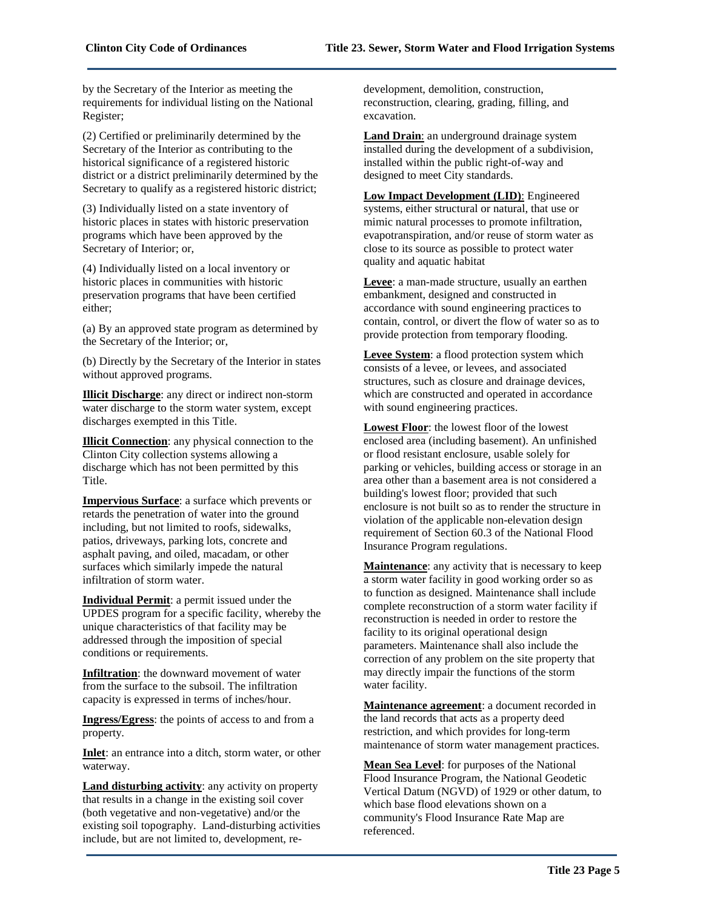by the Secretary of the Interior as meeting the requirements for individual listing on the National Register;

(2) Certified or preliminarily determined by the Secretary of the Interior as contributing to the historical significance of a registered historic district or a district preliminarily determined by the Secretary to qualify as a registered historic district;

(3) Individually listed on a state inventory of historic places in states with historic preservation programs which have been approved by the Secretary of Interior; or,

(4) Individually listed on a local inventory or historic places in communities with historic preservation programs that have been certified either;

(a) By an approved state program as determined by the Secretary of the Interior; or,

(b) Directly by the Secretary of the Interior in states without approved programs.

**Illicit Discharge**: any direct or indirect non-storm water discharge to the storm water system, except discharges exempted in this Title.

**Illicit Connection**: any physical connection to the Clinton City collection systems allowing a discharge which has not been permitted by this Title.

**Impervious Surface**: a surface which prevents or retards the penetration of water into the ground including, but not limited to roofs, sidewalks, patios, driveways, parking lots, concrete and asphalt paving, and oiled, macadam, or other surfaces which similarly impede the natural infiltration of storm water.

**Individual Permit**: a permit issued under the UPDES program for a specific facility, whereby the unique characteristics of that facility may be addressed through the imposition of special conditions or requirements.

**Infiltration**: the downward movement of water from the surface to the subsoil. The infiltration capacity is expressed in terms of inches/hour.

**Ingress/Egress**: the points of access to and from a property.

**Inlet**: an entrance into a ditch, storm water, or other waterway.

**Land disturbing activity**: any activity on property that results in a change in the existing soil cover (both vegetative and non-vegetative) and/or the existing soil topography. Land-disturbing activities include, but are not limited to, development, re-development, demolition, construction, reconstruction, clearing, grading, filling, and excavation.

**Land Drain**: an underground drainage system installed during the development of a subdivision, installed within the public right-of-way and designed to meet City standards.

**Low Impact Development (LID)**: Engineered systems, either structural or natural, that use or mimic natural processes to promote infiltration, evapotranspiration, and/or reuse of storm water as close to its source as possible to protect water quality and aquatic habitat

**Levee**: a man-made structure, usually an earthen embankment, designed and constructed in accordance with sound engineering practices to contain, control, or divert the flow of water so as to provide protection from temporary flooding.

**Levee System**: a flood protection system which consists of a levee, or levees, and associated structures, such as closure and drainage devices, which are constructed and operated in accordance with sound engineering practices.

**Lowest Floor**: the lowest floor of the lowest enclosed area (including basement). An unfinished or flood resistant enclosure, usable solely for parking or vehicles, building access or storage in an area other than a basement area is not considered a building's lowest floor; provided that such enclosure is not built so as to render the structure in violation of the applicable non-elevation design requirement of Section 60.3 of the National Flood Insurance Program regulations.

**Maintenance**: any activity that is necessary to keep a storm water facility in good working order so as to function as designed. Maintenance shall include complete reconstruction of a storm water facility if reconstruction is needed in order to restore the facility to its original operational design parameters. Maintenance shall also include the correction of any problem on the site property that may directly impair the functions of the storm water facility.

**Maintenance agreement**: a document recorded in the land records that acts as a property deed restriction, and which provides for long-term maintenance of storm water management practices.

**Mean Sea Level**: for purposes of the National Flood Insurance Program, the National Geodetic Vertical Datum (NGVD) of 1929 or other datum, to which base flood elevations shown on a community's Flood Insurance Rate Map are referenced.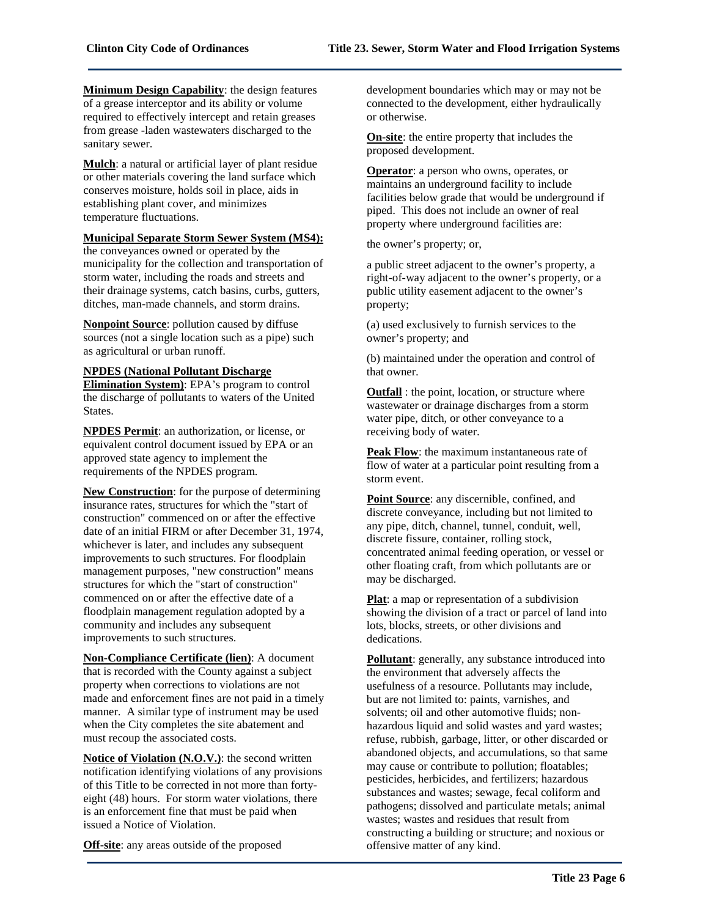**Minimum Design Capability**: the design features of a grease interceptor and its ability or volume required to effectively intercept and retain greases from grease -laden wastewaters discharged to the sanitary sewer.

**Mulch**: a natural or artificial layer of plant residue or other materials covering the land surface which conserves moisture, holds soil in place, aids in establishing plant cover, and minimizes temperature fluctuations.

**Municipal Separate Storm Sewer System (MS4):** the conveyances owned or operated by the municipality for the collection and transportation of storm water, including the roads and streets and their drainage systems, catch basins, curbs, gutters, ditches, man-made channels, and storm drains.

**Nonpoint Source**: pollution caused by diffuse sources (not a single location such as a pipe) such as agricultural or urban runoff.

**NPDES (National Pollutant Discharge Elimination System)**: EPA's program to control the discharge of pollutants to waters of the United States.

**NPDES Permit**: an authorization, or license, or equivalent control document issued by EPA or an approved state agency to implement the requirements of the NPDES program.

**New Construction**: for the purpose of determining insurance rates, structures for which the "start of construction" commenced on or after the effective date of an initial FIRM or after December 31, 1974, whichever is later, and includes any subsequent improvements to such structures. For floodplain management purposes, "new construction" means structures for which the "start of construction" commenced on or after the effective date of a floodplain management regulation adopted by a community and includes any subsequent improvements to such structures.

**Non-Compliance Certificate (lien)**: A document that is recorded with the County against a subject property when corrections to violations are not made and enforcement fines are not paid in a timely manner. A similar type of instrument may be used when the City completes the site abatement and must recoup the associated costs.

**Notice of Violation (N.O.V.)**: the second written notification identifying violations of any provisions of this Title to be corrected in not more than forty-eight (48) hours. For storm water violations, there is an enforcement fine that must be paid when issued a Notice of Violation.

**Off-site**: any areas outside of the proposed development boundaries which may or may not be connected to the development, either hydraulically or otherwise.

**On-site**: the entire property that includes the proposed development.

**Operator**: a person who owns, operates, or maintains an underground facility to include facilities below grade that would be underground if piped. This does not include an owner of real property where underground facilities are:

the owner's property; or,

a public street adjacent to the owner's property, a right-of-way adjacent to the owner's property, or a public utility easement adjacent to the owner's property;

(a) used exclusively to furnish services to the owner's property; and

(b) maintained under the operation and control of that owner.

**Outfall** : the point, location, or structure where wastewater or drainage discharges from a storm water pipe, ditch, or other conveyance to a receiving body of water.

**Peak Flow**: the maximum instantaneous rate of flow of water at a particular point resulting from a storm event.

**Point Source**: any discernible, confined, and discrete conveyance, including but not limited to any pipe, ditch, channel, tunnel, conduit, well, discrete fissure, container, rolling stock, concentrated animal feeding operation, or vessel or other floating craft, from which pollutants are or may be discharged.

**Plat**: a map or representation of a subdivision showing the division of a tract or parcel of land into lots, blocks, streets, or other divisions and dedications.

**Pollutant**: generally, any substance introduced into the environment that adversely affects the usefulness of a resource. Pollutants may include, but are not limited to: paints, varnishes, and solvents; oil and other automotive fluids; non-hazardous liquid and solid wastes and yard wastes; refuse, rubbish, garbage, litter, or other discarded or abandoned objects, and accumulations, so that same may cause or contribute to pollution; floatables; pesticides, herbicides, and fertilizers; hazardous substances and wastes; sewage, fecal coliform and pathogens; dissolved and particulate metals; animal wastes; wastes and residues that result from constructing a building or structure; and noxious or offensive matter of any kind.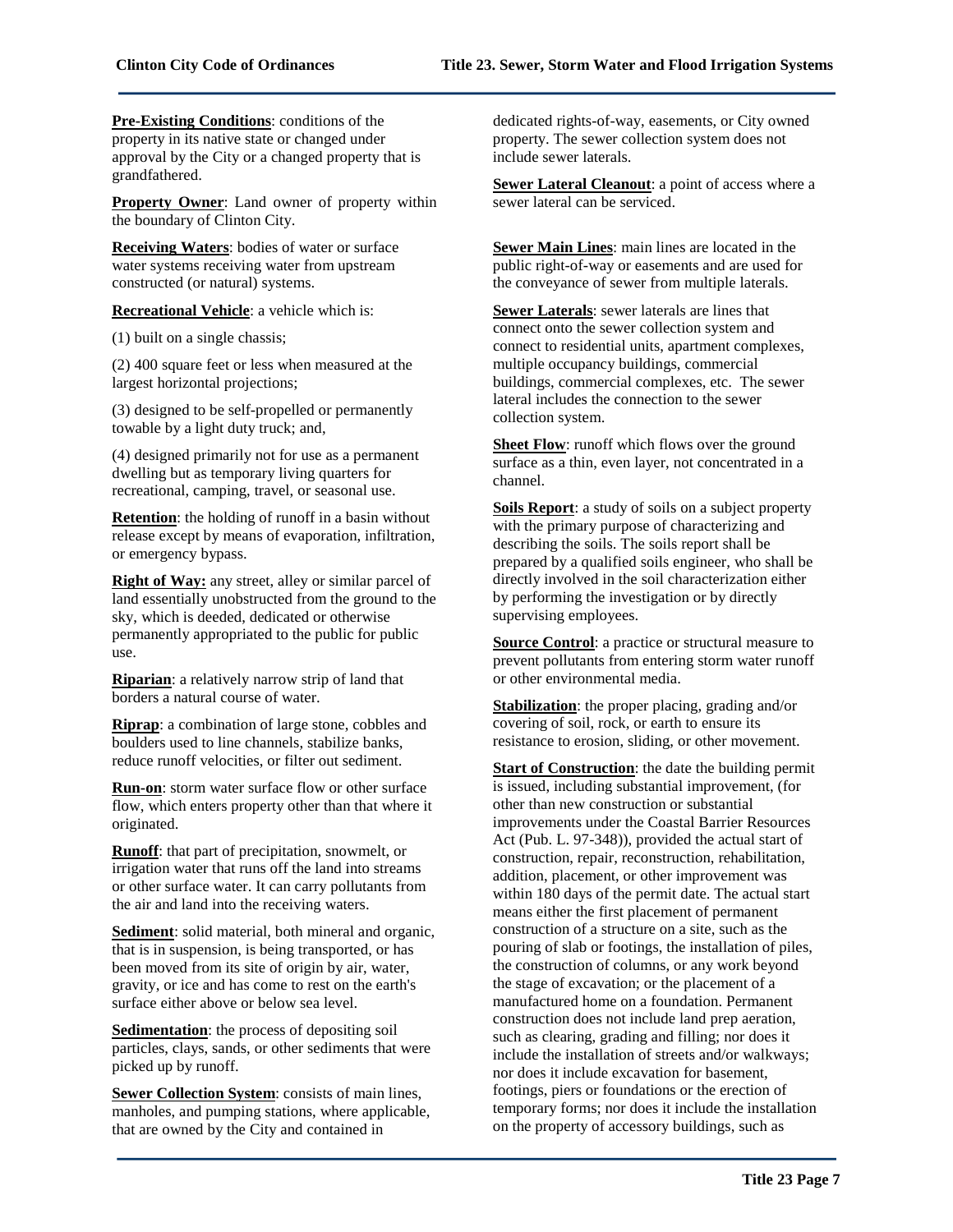**Pre-Existing Conditions**: conditions of the property in its native state or changed under approval by the City or a changed property that is grandfathered.

**Property Owner**: Land owner of property within the boundary of Clinton City.

**Receiving Waters**: bodies of water or surface water systems receiving water from upstream constructed (or natural) systems.

**Recreational Vehicle**: a vehicle which is:

(1) built on a single chassis;

(2) 400 square feet or less when measured at the largest horizontal projections;

(3) designed to be self-propelled or permanently towable by a light duty truck; and,

(4) designed primarily not for use as a permanent dwelling but as temporary living quarters for recreational, camping, travel, or seasonal use.

**Retention**: the holding of runoff in a basin without release except by means of evaporation, infiltration, or emergency bypass.

**Right of Way:** any street, alley or similar parcel of land essentially unobstructed from the ground to the sky, which is deeded, dedicated or otherwise permanently appropriated to the public for public use.

**Riparian**: a relatively narrow strip of land that borders a natural course of water.

**Riprap**: a combination of large stone, cobbles and boulders used to line channels, stabilize banks, reduce runoff velocities, or filter out sediment.

**Run-on**: storm water surface flow or other surface flow, which enters property other than that where it originated.

**Runoff**: that part of precipitation, snowmelt, or irrigation water that runs off the land into streams or other surface water. It can carry pollutants from the air and land into the receiving waters.

**Sediment**: solid material, both mineral and organic, that is in suspension, is being transported, or has been moved from its site of origin by air, water, gravity, or ice and has come to rest on the earth's surface either above or below sea level.

**Sedimentation**: the process of depositing soil particles, clays, sands, or other sediments that were picked up by runoff.

**Sewer Collection System**: consists of main lines, manholes, and pumping stations, where applicable, that are owned by the City and contained in dedicated rights-of-way, easements, or City owned property. The sewer collection system does not include sewer laterals.

**Sewer Lateral Cleanout**: a point of access where a sewer lateral can be serviced.

**Sewer Main Lines**: main lines are located in the public right-of-way or easements and are used for the conveyance of sewer from multiple laterals.

**Sewer Laterals**: sewer laterals are lines that connect onto the sewer collection system and connect to residential units, apartment complexes, multiple occupancy buildings, commercial buildings, commercial complexes, etc. The sewer lateral includes the connection to the sewer collection system.

**Sheet Flow**: runoff which flows over the ground surface as a thin, even layer, not concentrated in a channel.

**Soils Report**: a study of soils on a subject property with the primary purpose of characterizing and describing the soils. The soils report shall be prepared by a qualified soils engineer, who shall be directly involved in the soil characterization either by performing the investigation or by directly supervising employees.

**Source Control**: a practice or structural measure to prevent pollutants from entering storm water runoff or other environmental media.

**Stabilization**: the proper placing, grading and/or covering of soil, rock, or earth to ensure its resistance to erosion, sliding, or other movement.

**Start of Construction**: the date the building permit is issued, including substantial improvement, (for other than new construction or substantial improvements under the Coastal Barrier Resources Act (Pub. L. 97-348)), provided the actual start of construction, repair, reconstruction, rehabilitation, addition, placement, or other improvement was within 180 days of the permit date. The actual start means either the first placement of permanent construction of a structure on a site, such as the pouring of slab or footings, the installation of piles, the construction of columns, or any work beyond the stage of excavation; or the placement of a manufactured home on a foundation. Permanent construction does not include land prep aeration, such as clearing, grading and filling; nor does it include the installation of streets and/or walkways; nor does it include excavation for basement, footings, piers or foundations or the erection of temporary forms; nor does it include the installation on the property of accessory buildings, such as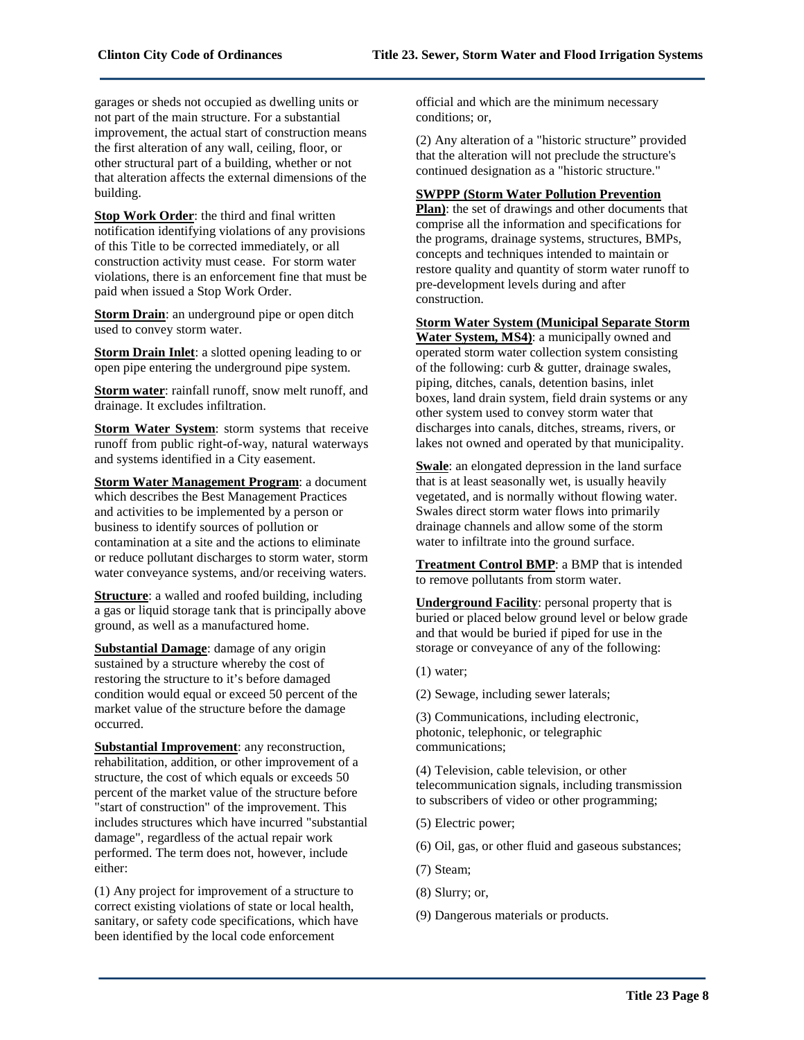garages or sheds not occupied as dwelling units or not part of the main structure. For a substantial improvement, the actual start of construction means the first alteration of any wall, ceiling, floor, or other structural part of a building, whether or not that alteration affects the external dimensions of the building.

**Stop Work Order**: the third and final written notification identifying violations of any provisions of this Title to be corrected immediately, or all construction activity must cease. For storm water violations, there is an enforcement fine that must be paid when issued a Stop Work Order.

**Storm Drain**: an underground pipe or open ditch used to convey storm water.

**Storm Drain Inlet**: a slotted opening leading to or open pipe entering the underground pipe system.

**Storm water**: rainfall runoff, snow melt runoff, and drainage. It excludes infiltration.

**Storm Water System**: storm systems that receive runoff from public right-of-way, natural waterways and systems identified in a City easement.

**Storm Water Management Program**: a document which describes the Best Management Practices and activities to be implemented by a person or business to identify sources of pollution or contamination at a site and the actions to eliminate or reduce pollutant discharges to storm water, storm water conveyance systems, and/or receiving waters.

**Structure**: a walled and roofed building, including a gas or liquid storage tank that is principally above ground, as well as a manufactured home.

**Substantial Damage**: damage of any origin sustained by a structure whereby the cost of restoring the structure to it's before damaged condition would equal or exceed 50 percent of the market value of the structure before the damage occurred.

**Substantial Improvement**: any reconstruction, rehabilitation, addition, or other improvement of a structure, the cost of which equals or exceeds 50 percent of the market value of the structure before "start of construction" of the improvement. This includes structures which have incurred "substantial damage", regardless of the actual repair work performed. The term does not, however, include either:

(1) Any project for improvement of a structure to correct existing violations of state or local health, sanitary, or safety code specifications, which have been identified by the local code enforcement official and which are the minimum necessary conditions; or,

(2) Any alteration of a "historic structure" provided that the alteration will not preclude the structure's continued designation as a "historic structure."

**SWPPP (Storm Water Pollution Prevention Plan)**: the set of drawings and other documents that comprise all the information and specifications for the programs, drainage systems, structures, BMPs, concepts and techniques intended to maintain or restore quality and quantity of storm water runoff to pre-development levels during and after construction.

**Storm Water System (Municipal Separate Storm Water System, MS4)**: a municipally owned and operated storm water collection system consisting of the following: curb & gutter, drainage swales, piping, ditches, canals, detention basins, inlet boxes, land drain system, field drain systems or any other system used to convey storm water that discharges into canals, ditches, streams, rivers, or lakes not owned and operated by that municipality.

**Swale**: an elongated depression in the land surface that is at least seasonally wet, is usually heavily vegetated, and is normally without flowing water. Swales direct storm water flows into primarily drainage channels and allow some of the storm water to infiltrate into the ground surface.

**Treatment Control BMP**: a BMP that is intended to remove pollutants from storm water.

**Underground Facility**: personal property that is buried or placed below ground level or below grade and that would be buried if piped for use in the storage or conveyance of any of the following:

(1) water;

(2) Sewage, including sewer laterals;

(3) Communications, including electronic, photonic, telephonic, or telegraphic communications;

(4) Television, cable television, or other telecommunication signals, including transmission to subscribers of video or other programming;

(5) Electric power;

(6) Oil, gas, or other fluid and gaseous substances;

(7) Steam;

(8) Slurry; or,

(9) Dangerous materials or products.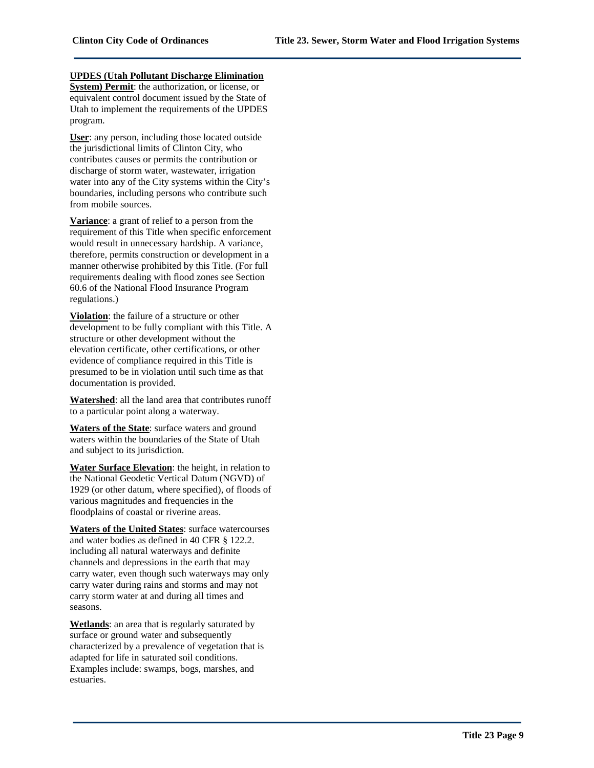**UPDES (Utah Pollutant Discharge Elimination System) Permit**: the authorization, or license, or equivalent control document issued by the State of Utah to implement the requirements of the UPDES program.

**User**: any person, including those located outside the jurisdictional limits of Clinton City, who contributes causes or permits the contribution or discharge of storm water, wastewater, irrigation water into any of the City systems within the City's boundaries, including persons who contribute such from mobile sources.

**Variance**: a grant of relief to a person from the requirement of this Title when specific enforcement would result in unnecessary hardship. A variance, therefore, permits construction or development in a manner otherwise prohibited by this Title. (For full requirements dealing with flood zones see Section 60.6 of the National Flood Insurance Program regulations.)

**Violation**: the failure of a structure or other development to be fully compliant with this Title. A structure or other development without the elevation certificate, other certifications, or other evidence of compliance required in this Title is presumed to be in violation until such time as that documentation is provided.

**Watershed**: all the land area that contributes runoff to a particular point along a waterway.

**Waters of the State**: surface waters and ground waters within the boundaries of the State of Utah and subject to its jurisdiction.

**Water Surface Elevation**: the height, in relation to the National Geodetic Vertical Datum (NGVD) of 1929 (or other datum, where specified), of floods of various magnitudes and frequencies in the floodplains of coastal or riverine areas.

**Waters of the United States**: surface watercourses and water bodies as defined in 40 CFR § 122.2. including all natural waterways and definite channels and depressions in the earth that may carry water, even though such waterways may only carry water during rains and storms and may not carry storm water at and during all times and seasons.

**Wetlands**: an area that is regularly saturated by surface or ground water and subsequently characterized by a prevalence of vegetation that is adapted for life in saturated soil conditions. Examples include: swamps, bogs, marshes, and estuaries.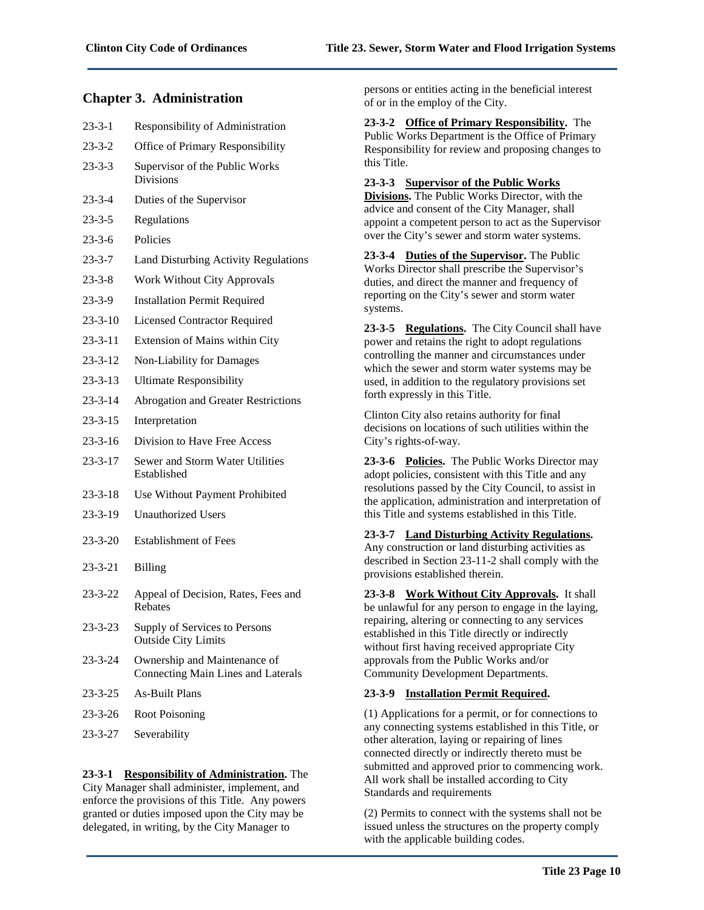## Chapter 3. Administration

| | |
|---|---|
| 23-3-1 | Responsibility of Administration |
| 23-3-2 | Office of Primary Responsibility |
| 23-3-3 | Supervisor of the Public Works Divisions |
| 23-3-4 | Duties of the Supervisor |
| 23-3-5 | Regulations |
| 23-3-6 | Policies |
| 23-3-7 | Land Disturbing Activity Regulations |
| 23-3-8 | Work Without City Approvals |
| 23-3-9 | Installation Permit Required |
| 23-3-10 | Licensed Contractor Required |
| 23-3-11 | Extension of Mains within City |
| 23-3-12 | Non-Liability for Damages |
| 23-3-13 | Ultimate Responsibility |
| 23-3-14 | Abrogation and Greater Restrictions |
| 23-3-15 | Interpretation |
| 23-3-16 | Division to Have Free Access |
| 23-3-17 | Sewer and Storm Water Utilities Established |
| 23-3-18 | Use Without Payment Prohibited |
| 23-3-19 | Unauthorized Users |
| 23-3-20 | Establishment of Fees |
| 23-3-21 | Billing |
| 23-3-22 | Appeal of Decision, Rates, Fees and Rebates |
| 23-3-23 | Supply of Services to Persons Outside City Limits |
| 23-3-24 | Ownership and Maintenance of Connecting Main Lines and Laterals |
| 23-3-25 | As-Built Plans |
| 23-3-26 | Root Poisoning |
| 23-3-27 | Severability |

**23-3-1 <u>Responsibility of Administration</u>.** The City Manager shall administer, implement, and enforce the provisions of this Title. Any powers granted or duties imposed upon the City may be delegated, in writing, by the City Manager to persons or entities acting in the beneficial interest of or in the employ of the City.

**23-3-2 <u>Office of Primary Responsibility</u>.** The Public Works Department is the Office of Primary Responsibility for review and proposing changes to this Title.

**23-3-3 <u>Supervisor of the Public Works Divisions</u>.** The Public Works Director, with the advice and consent of the City Manager, shall appoint a competent person to act as the Supervisor over the City's sewer and storm water systems.

**23-3-4 <u>Duties of the Supervisor</u>.** The Public Works Director shall prescribe the Supervisor's duties, and direct the manner and frequency of reporting on the City's sewer and storm water systems.

**23-3-5 <u>Regulations</u>.** The City Council shall have power and retains the right to adopt regulations controlling the manner and circumstances under which the sewer and storm water systems may be used, in addition to the regulatory provisions set forth expressly in this Title.

Clinton City also retains authority for final decisions on locations of such utilities within the City's rights-of-way.

**23-3-6 <u>Policies</u>.** The Public Works Director may adopt policies, consistent with this Title and any resolutions passed by the City Council, to assist in the application, administration and interpretation of this Title and systems established in this Title.

**23-3-7 <u>Land Disturbing Activity Regulations</u>.** Any construction or land disturbing activities as described in Section 23-11-2 shall comply with the provisions established therein.

**23-3-8 <u>Work Without City Approvals</u>.** It shall be unlawful for any person to engage in the laying, repairing, altering or connecting to any services established in this Title directly or indirectly without first having received appropriate City approvals from the Public Works and/or Community Development Departments.

**23-3-9 <u>Installation Permit Required</u>.**

(1) Applications for a permit, or for connections to any connecting systems established in this Title, or other alteration, laying or repairing of lines connected directly or indirectly thereto must be submitted and approved prior to commencing work. All work shall be installed according to City Standards and requirements

(2) Permits to connect with the systems shall not be issued unless the structures on the property comply with the applicable building codes.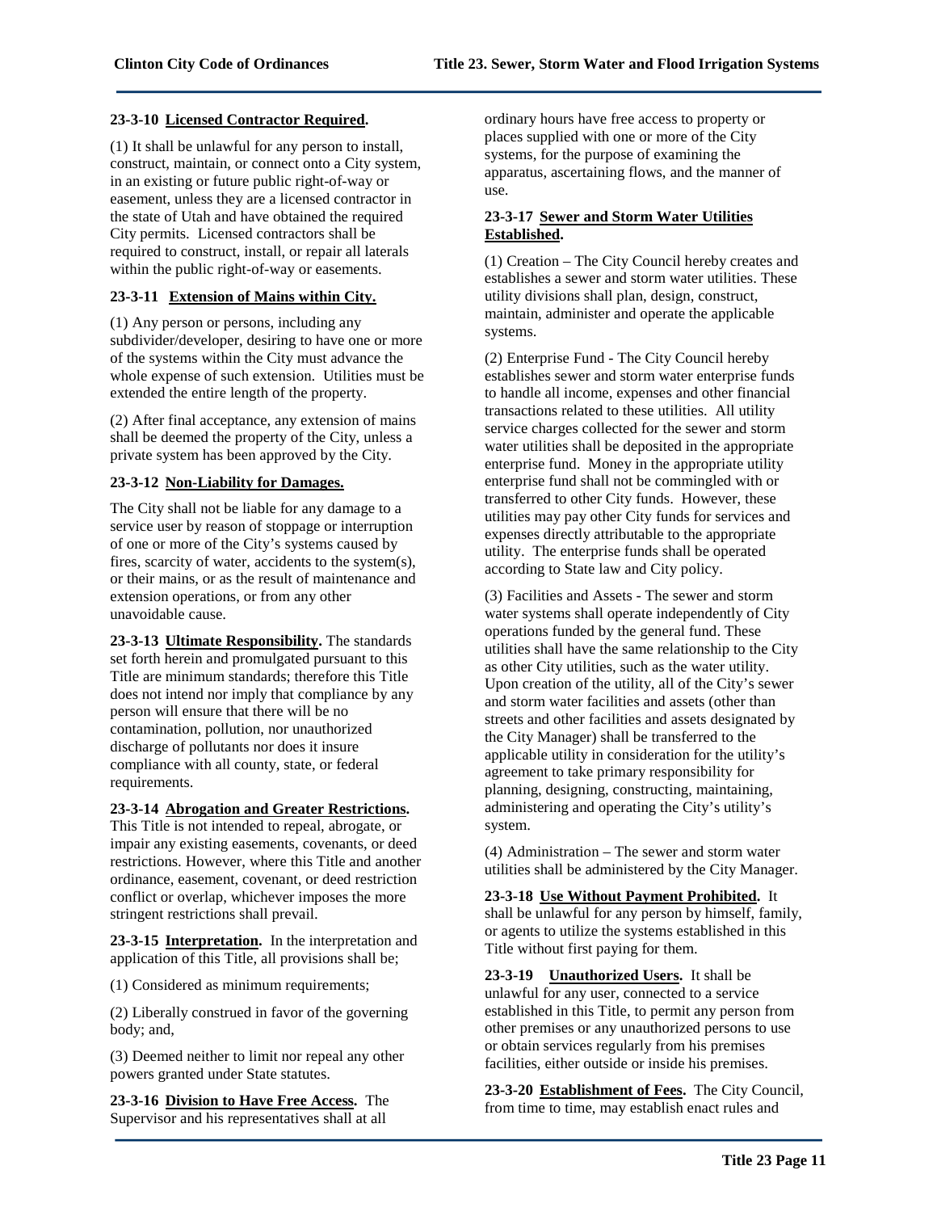**23-3-10 Licensed Contractor Required.**

(1) It shall be unlawful for any person to install, construct, maintain, or connect onto a City system, in an existing or future public right-of-way or easement, unless they are a licensed contractor in the state of Utah and have obtained the required City permits. Licensed contractors shall be required to construct, install, or repair all laterals within the public right-of-way or easements.

**23-3-11 Extension of Mains within City.**

(1) Any person or persons, including any subdivider/developer, desiring to have one or more of the systems within the City must advance the whole expense of such extension. Utilities must be extended the entire length of the property.

(2) After final acceptance, any extension of mains shall be deemed the property of the City, unless a private system has been approved by the City.

**23-3-12 Non-Liability for Damages.**

The City shall not be liable for any damage to a service user by reason of stoppage or interruption of one or more of the City's systems caused by fires, scarcity of water, accidents to the system(s), or their mains, or as the result of maintenance and extension operations, or from any other unavoidable cause.

**23-3-13 Ultimate Responsibility.** The standards set forth herein and promulgated pursuant to this Title are minimum standards; therefore this Title does not intend nor imply that compliance by any person will ensure that there will be no contamination, pollution, nor unauthorized discharge of pollutants nor does it insure compliance with all county, state, or federal requirements.

**23-3-14 Abrogation and Greater Restrictions.** This Title is not intended to repeal, abrogate, or impair any existing easements, covenants, or deed restrictions. However, where this Title and another ordinance, easement, covenant, or deed restriction conflict or overlap, whichever imposes the more stringent restrictions shall prevail.

**23-3-15 Interpretation.** In the interpretation and application of this Title, all provisions shall be;

(1) Considered as minimum requirements;

(2) Liberally construed in favor of the governing body; and,

(3) Deemed neither to limit nor repeal any other powers granted under State statutes.

**23-3-16 Division to Have Free Access.** The Supervisor and his representatives shall at all ordinary hours have free access to property or places supplied with one or more of the City systems, for the purpose of examining the apparatus, ascertaining flows, and the manner of use.

**23-3-17 Sewer and Storm Water Utilities Established.**

(1) Creation – The City Council hereby creates and establishes a sewer and storm water utilities. These utility divisions shall plan, design, construct, maintain, administer and operate the applicable systems.

(2) Enterprise Fund - The City Council hereby establishes sewer and storm water enterprise funds to handle all income, expenses and other financial transactions related to these utilities. All utility service charges collected for the sewer and storm water utilities shall be deposited in the appropriate enterprise fund. Money in the appropriate utility enterprise fund shall not be commingled with or transferred to other City funds. However, these utilities may pay other City funds for services and expenses directly attributable to the appropriate utility. The enterprise funds shall be operated according to State law and City policy.

(3) Facilities and Assets - The sewer and storm water systems shall operate independently of City operations funded by the general fund. These utilities shall have the same relationship to the City as other City utilities, such as the water utility. Upon creation of the utility, all of the City's sewer and storm water facilities and assets (other than streets and other facilities and assets designated by the City Manager) shall be transferred to the applicable utility in consideration for the utility's agreement to take primary responsibility for planning, designing, constructing, maintaining, administering and operating the City's utility's system.

(4) Administration – The sewer and storm water utilities shall be administered by the City Manager.

**23-3-18 Use Without Payment Prohibited.** It shall be unlawful for any person by himself, family, or agents to utilize the systems established in this Title without first paying for them.

**23-3-19 Unauthorized Users.** It shall be unlawful for any user, connected to a service established in this Title, to permit any person from other premises or any unauthorized persons to use or obtain services regularly from his premises facilities, either outside or inside his premises.

**23-3-20 Establishment of Fees.** The City Council, from time to time, may establish enact rules and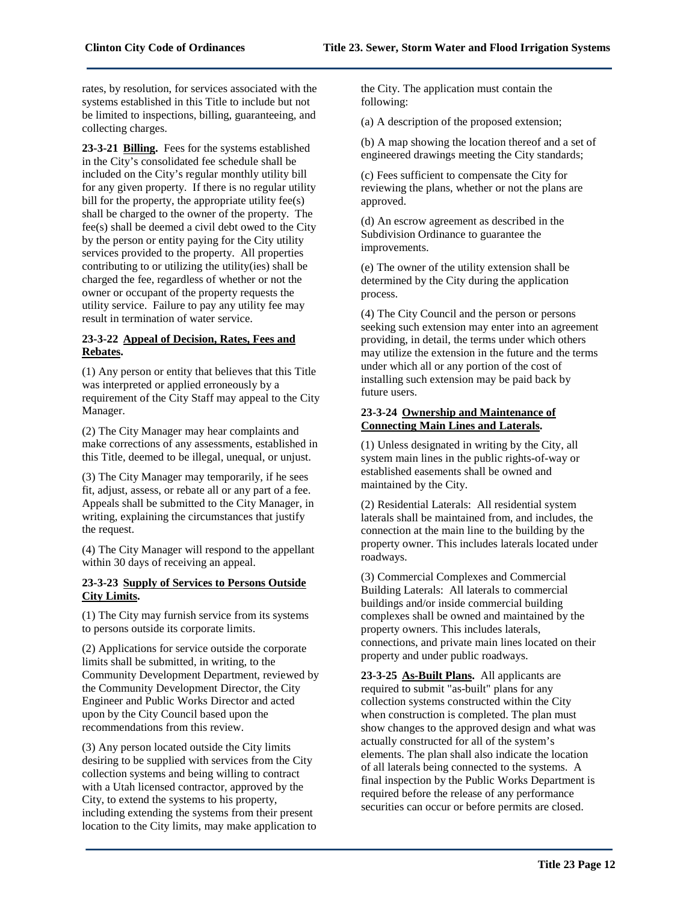rates, by resolution, for services associated with the systems established in this Title to include but not be limited to inspections, billing, guaranteeing, and collecting charges.

**23-3-21 Billing.** Fees for the systems established in the City's consolidated fee schedule shall be included on the City's regular monthly utility bill for any given property. If there is no regular utility bill for the property, the appropriate utility fee(s) shall be charged to the owner of the property. The fee(s) shall be deemed a civil debt owed to the City by the person or entity paying for the City utility services provided to the property. All properties contributing to or utilizing the utility(ies) shall be charged the fee, regardless of whether or not the owner or occupant of the property requests the utility service. Failure to pay any utility fee may result in termination of water service.

**23-3-22 Appeal of Decision, Rates, Fees and Rebates.**

(1) Any person or entity that believes that this Title was interpreted or applied erroneously by a requirement of the City Staff may appeal to the City Manager.

(2) The City Manager may hear complaints and make corrections of any assessments, established in this Title, deemed to be illegal, unequal, or unjust.

(3) The City Manager may temporarily, if he sees fit, adjust, assess, or rebate all or any part of a fee. Appeals shall be submitted to the City Manager, in writing, explaining the circumstances that justify the request.

(4) The City Manager will respond to the appellant within 30 days of receiving an appeal.

**23-3-23 Supply of Services to Persons Outside City Limits.**

(1) The City may furnish service from its systems to persons outside its corporate limits.

(2) Applications for service outside the corporate limits shall be submitted, in writing, to the Community Development Department, reviewed by the Community Development Director, the City Engineer and Public Works Director and acted upon by the City Council based upon the recommendations from this review.

(3) Any person located outside the City limits desiring to be supplied with services from the City collection systems and being willing to contract with a Utah licensed contractor, approved by the City, to extend the systems to his property, including extending the systems from their present location to the City limits, may make application to the City. The application must contain the following:

(a) A description of the proposed extension;

(b) A map showing the location thereof and a set of engineered drawings meeting the City standards;

(c) Fees sufficient to compensate the City for reviewing the plans, whether or not the plans are approved.

(d) An escrow agreement as described in the Subdivision Ordinance to guarantee the improvements.

(e) The owner of the utility extension shall be determined by the City during the application process.

(4) The City Council and the person or persons seeking such extension may enter into an agreement providing, in detail, the terms under which others may utilize the extension in the future and the terms under which all or any portion of the cost of installing such extension may be paid back by future users.

**23-3-24 Ownership and Maintenance of Connecting Main Lines and Laterals.**

(1) Unless designated in writing by the City, all system main lines in the public rights-of-way or established easements shall be owned and maintained by the City.

(2) Residential Laterals: All residential system laterals shall be maintained from, and includes, the connection at the main line to the building by the property owner. This includes laterals located under roadways.

(3) Commercial Complexes and Commercial Building Laterals: All laterals to commercial buildings and/or inside commercial building complexes shall be owned and maintained by the property owners. This includes laterals, connections, and private main lines located on their property and under public roadways.

**23-3-25 As-Built Plans.** All applicants are required to submit "as-built" plans for any collection systems constructed within the City when construction is completed. The plan must show changes to the approved design and what was actually constructed for all of the system's elements. The plan shall also indicate the location of all laterals being connected to the systems. A final inspection by the Public Works Department is required before the release of any performance securities can occur or before permits are closed.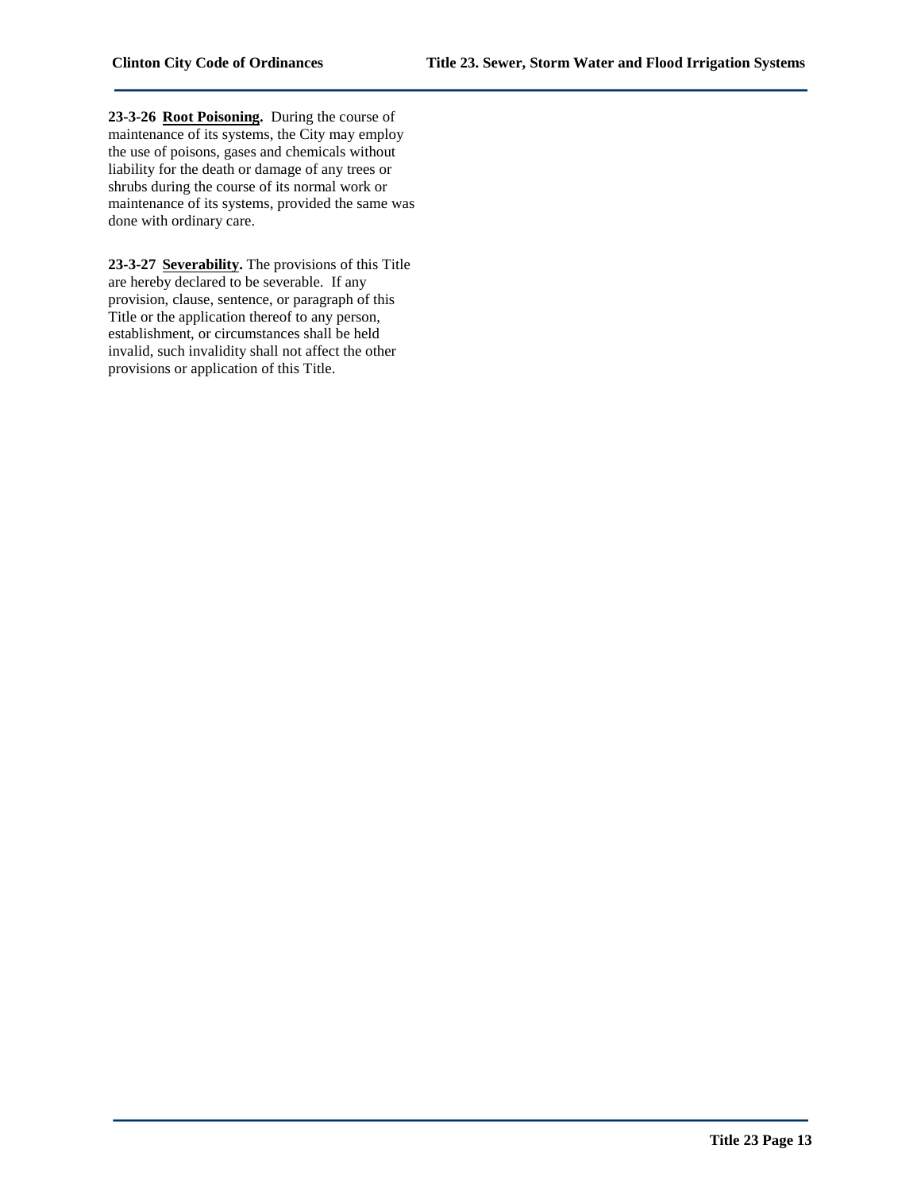**23-3-26 Root Poisoning.** During the course of maintenance of its systems, the City may employ the use of poisons, gases and chemicals without liability for the death or damage of any trees or shrubs during the course of its normal work or maintenance of its systems, provided the same was done with ordinary care.

**23-3-27 Severability.** The provisions of this Title are hereby declared to be severable. If any provision, clause, sentence, or paragraph of this Title or the application thereof to any person, establishment, or circumstances shall be held invalid, such invalidity shall not affect the other provisions or application of this Title.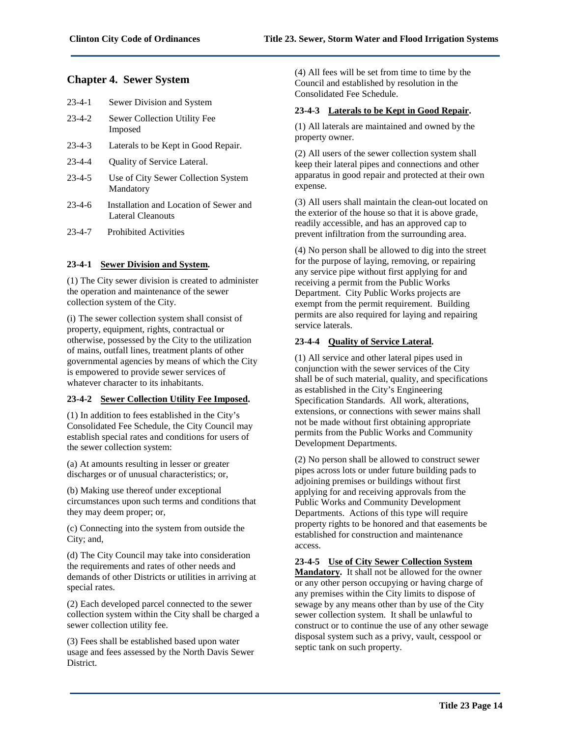## Chapter 4. Sewer System

23-4-1 Sewer Division and System

23-4-2 Sewer Collection Utility Fee Imposed

23-4-3 Laterals to be Kept in Good Repair.

23-4-4 Quality of Service Lateral.

23-4-5 Use of City Sewer Collection System Mandatory

23-4-6 Installation and Location of Sewer and Lateral Cleanouts

23-4-7 Prohibited Activities

**23-4-1 <u>Sewer Division and System</u>.**

(1) The City sewer division is created to administer the operation and maintenance of the sewer collection system of the City.

(i) The sewer collection system shall consist of property, equipment, rights, contractual or otherwise, possessed by the City to the utilization of mains, outfall lines, treatment plants of other governmental agencies by means of which the City is empowered to provide sewer services of whatever character to its inhabitants.

**23-4-2 <u>Sewer Collection Utility Fee Imposed</u>.**

(1) In addition to fees established in the City's Consolidated Fee Schedule, the City Council may establish special rates and conditions for users of the sewer collection system:

(a) At amounts resulting in lesser or greater discharges or of unusual characteristics; or,

(b) Making use thereof under exceptional circumstances upon such terms and conditions that they may deem proper; or,

(c) Connecting into the system from outside the City; and,

(d) The City Council may take into consideration the requirements and rates of other needs and demands of other Districts or utilities in arriving at special rates.

(2) Each developed parcel connected to the sewer collection system within the City shall be charged a sewer collection utility fee.

(3) Fees shall be established based upon water usage and fees assessed by the North Davis Sewer District.

(4) All fees will be set from time to time by the Council and established by resolution in the Consolidated Fee Schedule.

**23-4-3 <u>Laterals to be Kept in Good Repair</u>.**

(1) All laterals are maintained and owned by the property owner.

(2) All users of the sewer collection system shall keep their lateral pipes and connections and other apparatus in good repair and protected at their own expense.

(3) All users shall maintain the clean-out located on the exterior of the house so that it is above grade, readily accessible, and has an approved cap to prevent infiltration from the surrounding area.

(4) No person shall be allowed to dig into the street for the purpose of laying, removing, or repairing any service pipe without first applying for and receiving a permit from the Public Works Department. City Public Works projects are exempt from the permit requirement. Building permits are also required for laying and repairing service laterals.

**23-4-4 <u>Quality of Service Lateral</u>.**

(1) All service and other lateral pipes used in conjunction with the sewer services of the City shall be of such material, quality, and specifications as established in the City's Engineering Specification Standards. All work, alterations, extensions, or connections with sewer mains shall not be made without first obtaining appropriate permits from the Public Works and Community Development Departments.

(2) No person shall be allowed to construct sewer pipes across lots or under future building pads to adjoining premises or buildings without first applying for and receiving approvals from the Public Works and Community Development Departments. Actions of this type will require property rights to be honored and that easements be established for construction and maintenance access.

**23-4-5 <u>Use of City Sewer Collection System Mandatory</u>.** It shall not be allowed for the owner or any other person occupying or having charge of any premises within the City limits to dispose of sewage by any means other than by use of the City sewer collection system. It shall be unlawful to construct or to continue the use of any other sewage disposal system such as a privy, vault, cesspool or septic tank on such property.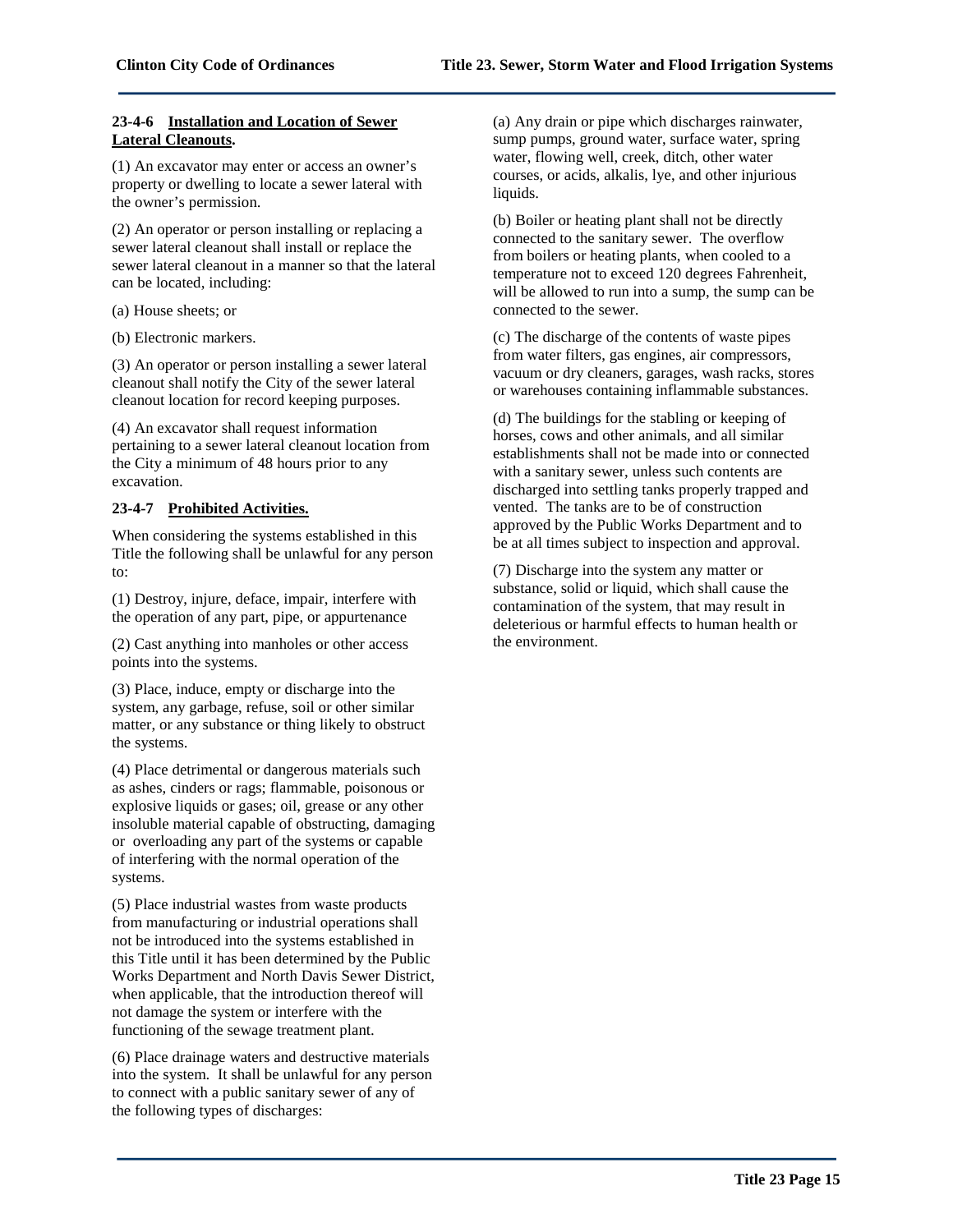**23-4-6 Installation and Location of Sewer Lateral Cleanouts.**

(1) An excavator may enter or access an owner's property or dwelling to locate a sewer lateral with the owner's permission.

(2) An operator or person installing or replacing a sewer lateral cleanout shall install or replace the sewer lateral cleanout in a manner so that the lateral can be located, including:

(a) House sheets; or

(b) Electronic markers.

(3) An operator or person installing a sewer lateral cleanout shall notify the City of the sewer lateral cleanout location for record keeping purposes.

(4) An excavator shall request information pertaining to a sewer lateral cleanout location from the City a minimum of 48 hours prior to any excavation.

**23-4-7 Prohibited Activities.**

When considering the systems established in this Title the following shall be unlawful for any person to:

(1) Destroy, injure, deface, impair, interfere with the operation of any part, pipe, or appurtenance

(2) Cast anything into manholes or other access points into the systems.

(3) Place, induce, empty or discharge into the system, any garbage, refuse, soil or other similar matter, or any substance or thing likely to obstruct the systems.

(4) Place detrimental or dangerous materials such as ashes, cinders or rags; flammable, poisonous or explosive liquids or gases; oil, grease or any other insoluble material capable of obstructing, damaging or overloading any part of the systems or capable of interfering with the normal operation of the systems.

(5) Place industrial wastes from waste products from manufacturing or industrial operations shall not be introduced into the systems established in this Title until it has been determined by the Public Works Department and North Davis Sewer District, when applicable, that the introduction thereof will not damage the system or interfere with the functioning of the sewage treatment plant.

(6) Place drainage waters and destructive materials into the system. It shall be unlawful for any person to connect with a public sanitary sewer of any of the following types of discharges:

(a) Any drain or pipe which discharges rainwater, sump pumps, ground water, surface water, spring water, flowing well, creek, ditch, other water courses, or acids, alkalis, lye, and other injurious liquids.

(b) Boiler or heating plant shall not be directly connected to the sanitary sewer. The overflow from boilers or heating plants, when cooled to a temperature not to exceed 120 degrees Fahrenheit, will be allowed to run into a sump, the sump can be connected to the sewer.

(c) The discharge of the contents of waste pipes from water filters, gas engines, air compressors, vacuum or dry cleaners, garages, wash racks, stores or warehouses containing inflammable substances.

(d) The buildings for the stabling or keeping of horses, cows and other animals, and all similar establishments shall not be made into or connected with a sanitary sewer, unless such contents are discharged into settling tanks properly trapped and vented. The tanks are to be of construction approved by the Public Works Department and to be at all times subject to inspection and approval.

(7) Discharge into the system any matter or substance, solid or liquid, which shall cause the contamination of the system, that may result in deleterious or harmful effects to human health or the environment.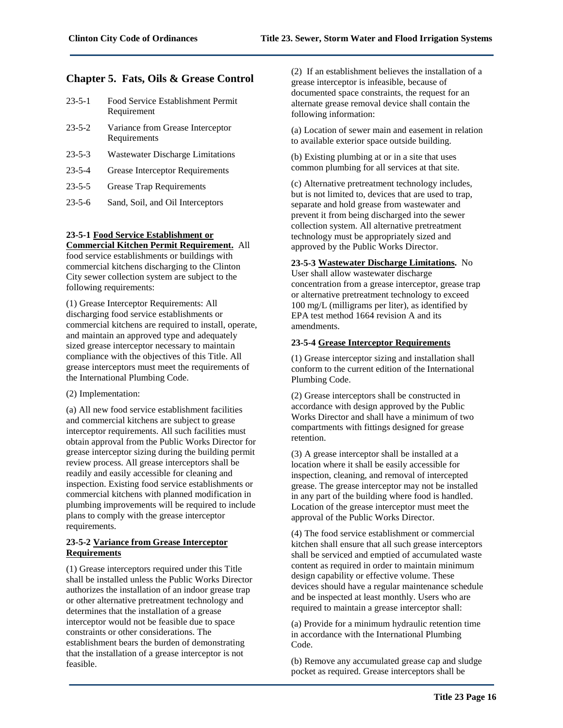## Chapter 5. Fats, Oils & Grease Control

| | |
|---|---|
| 23-5-1 | Food Service Establishment Permit Requirement |
| 23-5-2 | Variance from Grease Interceptor Requirements |
| 23-5-3 | Wastewater Discharge Limitations |
| 23-5-4 | Grease Interceptor Requirements |
| 23-5-5 | Grease Trap Requirements |
| 23-5-6 | Sand, Soil, and Oil Interceptors |

**23-5-1 <u>Food Service Establishment or Commercial Kitchen Permit Requirement</u>.** All food service establishments or buildings with commercial kitchens discharging to the Clinton City sewer collection system are subject to the following requirements:

(1) Grease Interceptor Requirements: All discharging food service establishments or commercial kitchens are required to install, operate, and maintain an approved type and adequately sized grease interceptor necessary to maintain compliance with the objectives of this Title. All grease interceptors must meet the requirements of the International Plumbing Code.

(2) Implementation:

(a) All new food service establishment facilities and commercial kitchens are subject to grease interceptor requirements. All such facilities must obtain approval from the Public Works Director for grease interceptor sizing during the building permit review process. All grease interceptors shall be readily and easily accessible for cleaning and inspection. Existing food service establishments or commercial kitchens with planned modification in plumbing improvements will be required to include plans to comply with the grease interceptor requirements.

**23-5-2 <u>Variance from Grease Interceptor Requirements</u>**

(1) Grease interceptors required under this Title shall be installed unless the Public Works Director authorizes the installation of an indoor grease trap or other alternative pretreatment technology and determines that the installation of a grease interceptor would not be feasible due to space constraints or other considerations. The establishment bears the burden of demonstrating that the installation of a grease interceptor is not feasible.

(2) If an establishment believes the installation of a grease interceptor is infeasible, because of documented space constraints, the request for an alternate grease removal device shall contain the following information:

(a) Location of sewer main and easement in relation to available exterior space outside building.

(b) Existing plumbing at or in a site that uses common plumbing for all services at that site.

(c) Alternative pretreatment technology includes, but is not limited to, devices that are used to trap, separate and hold grease from wastewater and prevent it from being discharged into the sewer collection system. All alternative pretreatment technology must be appropriately sized and approved by the Public Works Director.

**23-5-3 <u>Wastewater Discharge Limitations</u>.** No User shall allow wastewater discharge concentration from a grease interceptor, grease trap or alternative pretreatment technology to exceed 100 mg/L (milligrams per liter), as identified by EPA test method 1664 revision A and its amendments.

**23-5-4 <u>Grease Interceptor Requirements</u>**

(1) Grease interceptor sizing and installation shall conform to the current edition of the International Plumbing Code.

(2) Grease interceptors shall be constructed in accordance with design approved by the Public Works Director and shall have a minimum of two compartments with fittings designed for grease retention.

(3) A grease interceptor shall be installed at a location where it shall be easily accessible for inspection, cleaning, and removal of intercepted grease. The grease interceptor may not be installed in any part of the building where food is handled. Location of the grease interceptor must meet the approval of the Public Works Director.

(4) The food service establishment or commercial kitchen shall ensure that all such grease interceptors shall be serviced and emptied of accumulated waste content as required in order to maintain minimum design capability or effective volume. These devices should have a regular maintenance schedule and be inspected at least monthly. Users who are required to maintain a grease interceptor shall:

(a) Provide for a minimum hydraulic retention time in accordance with the International Plumbing Code.

(b) Remove any accumulated grease cap and sludge pocket as required. Grease interceptors shall be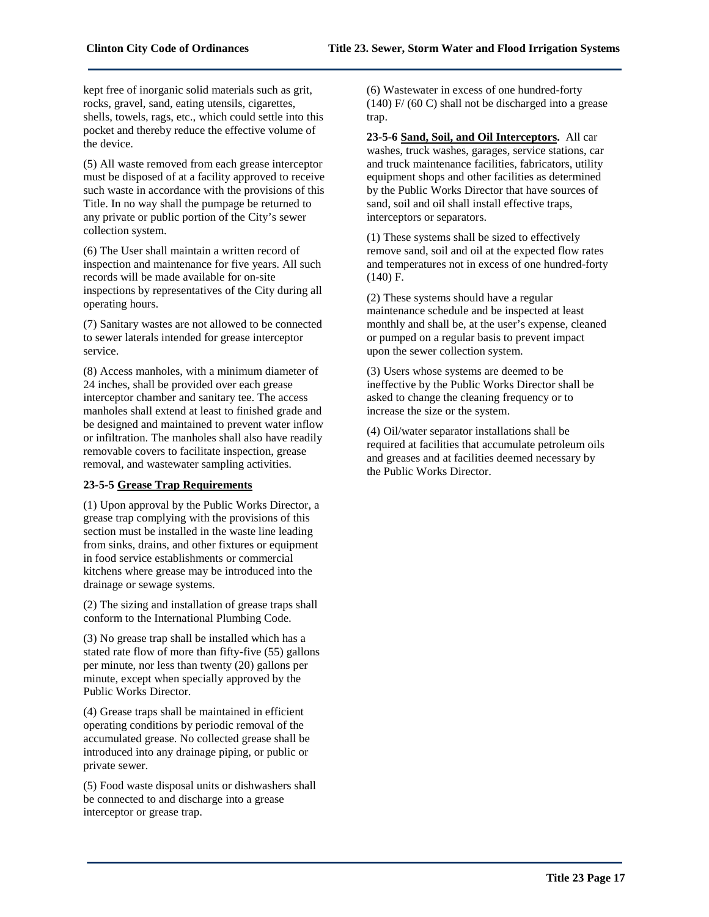kept free of inorganic solid materials such as grit, rocks, gravel, sand, eating utensils, cigarettes, shells, towels, rags, etc., which could settle into this pocket and thereby reduce the effective volume of the device.

(5) All waste removed from each grease interceptor must be disposed of at a facility approved to receive such waste in accordance with the provisions of this Title. In no way shall the pumpage be returned to any private or public portion of the City's sewer collection system.

(6) The User shall maintain a written record of inspection and maintenance for five years. All such records will be made available for on-site inspections by representatives of the City during all operating hours.

(7) Sanitary wastes are not allowed to be connected to sewer laterals intended for grease interceptor service.

(8) Access manholes, with a minimum diameter of 24 inches, shall be provided over each grease interceptor chamber and sanitary tee. The access manholes shall extend at least to finished grade and be designed and maintained to prevent water inflow or infiltration. The manholes shall also have readily removable covers to facilitate inspection, grease removal, and wastewater sampling activities.

**23-5-5 Grease Trap Requirements**

(1) Upon approval by the Public Works Director, a grease trap complying with the provisions of this section must be installed in the waste line leading from sinks, drains, and other fixtures or equipment in food service establishments or commercial kitchens where grease may be introduced into the drainage or sewage systems.

(2) The sizing and installation of grease traps shall conform to the International Plumbing Code.

(3) No grease trap shall be installed which has a stated rate flow of more than fifty-five (55) gallons per minute, nor less than twenty (20) gallons per minute, except when specially approved by the Public Works Director.

(4) Grease traps shall be maintained in efficient operating conditions by periodic removal of the accumulated grease. No collected grease shall be introduced into any drainage piping, or public or private sewer.

(5) Food waste disposal units or dishwashers shall be connected to and discharge into a grease interceptor or grease trap.

(6) Wastewater in excess of one hundred-forty (140) F/ (60 C) shall not be discharged into a grease trap.

**23-5-6 Sand, Soil, and Oil Interceptors.** All car washes, truck washes, garages, service stations, car and truck maintenance facilities, fabricators, utility equipment shops and other facilities as determined by the Public Works Director that have sources of sand, soil and oil shall install effective traps, interceptors or separators.

(1) These systems shall be sized to effectively remove sand, soil and oil at the expected flow rates and temperatures not in excess of one hundred-forty (140) F.

(2) These systems should have a regular maintenance schedule and be inspected at least monthly and shall be, at the user's expense, cleaned or pumped on a regular basis to prevent impact upon the sewer collection system.

(3) Users whose systems are deemed to be ineffective by the Public Works Director shall be asked to change the cleaning frequency or to increase the size or the system.

(4) Oil/water separator installations shall be required at facilities that accumulate petroleum oils and greases and at facilities deemed necessary by the Public Works Director.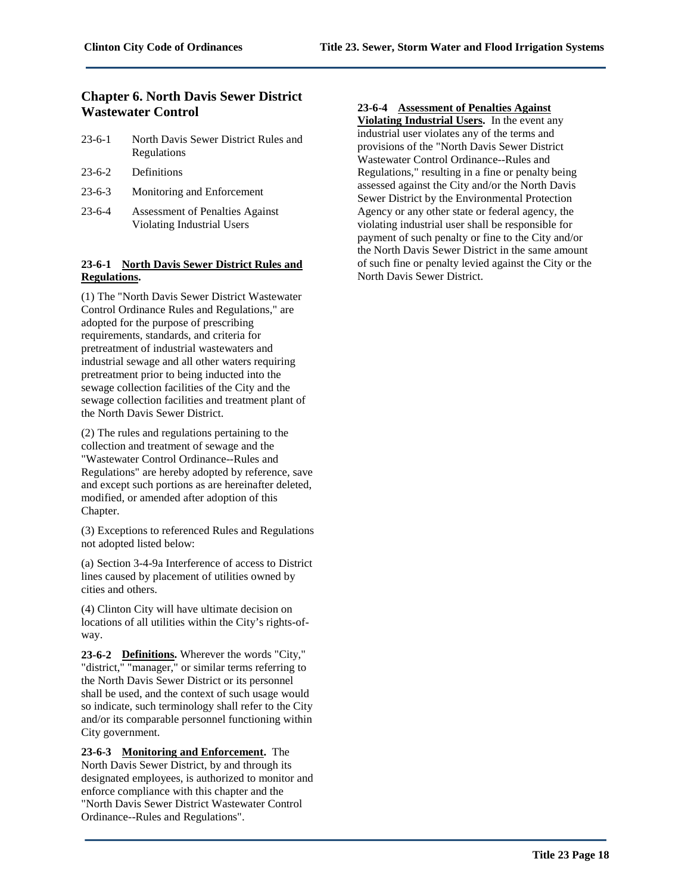## Chapter 6. North Davis Sewer District Wastewater Control

23-6-1 North Davis Sewer District Rules and Regulations

23-6-2 Definitions

23-6-3 Monitoring and Enforcement

23-6-4 Assessment of Penalties Against Violating Industrial Users

**23-6-1 North Davis Sewer District Rules and Regulations.**

(1) The "North Davis Sewer District Wastewater Control Ordinance Rules and Regulations," are adopted for the purpose of prescribing requirements, standards, and criteria for pretreatment of industrial wastewaters and industrial sewage and all other waters requiring pretreatment prior to being inducted into the sewage collection facilities of the City and the sewage collection facilities and treatment plant of the North Davis Sewer District.

(2) The rules and regulations pertaining to the collection and treatment of sewage and the "Wastewater Control Ordinance--Rules and Regulations" are hereby adopted by reference, save and except such portions as are hereinafter deleted, modified, or amended after adoption of this Chapter.

(3) Exceptions to referenced Rules and Regulations not adopted listed below:

(a) Section 3-4-9a Interference of access to District lines caused by placement of utilities owned by cities and others.

(4) Clinton City will have ultimate decision on locations of all utilities within the City's rights-of-way.

**23-6-2 Definitions.** Wherever the words "City," "district," "manager," or similar terms referring to the North Davis Sewer District or its personnel shall be used, and the context of such usage would so indicate, such terminology shall refer to the City and/or its comparable personnel functioning within City government.

**23-6-3 Monitoring and Enforcement.** The North Davis Sewer District, by and through its designated employees, is authorized to monitor and enforce compliance with this chapter and the "North Davis Sewer District Wastewater Control Ordinance--Rules and Regulations".

**23-6-4 Assessment of Penalties Against Violating Industrial Users.** In the event any industrial user violates any of the terms and provisions of the "North Davis Sewer District Wastewater Control Ordinance--Rules and Regulations," resulting in a fine or penalty being assessed against the City and/or the North Davis Sewer District by the Environmental Protection Agency or any other state or federal agency, the violating industrial user shall be responsible for payment of such penalty or fine to the City and/or the North Davis Sewer District in the same amount of such fine or penalty levied against the City or the North Davis Sewer District.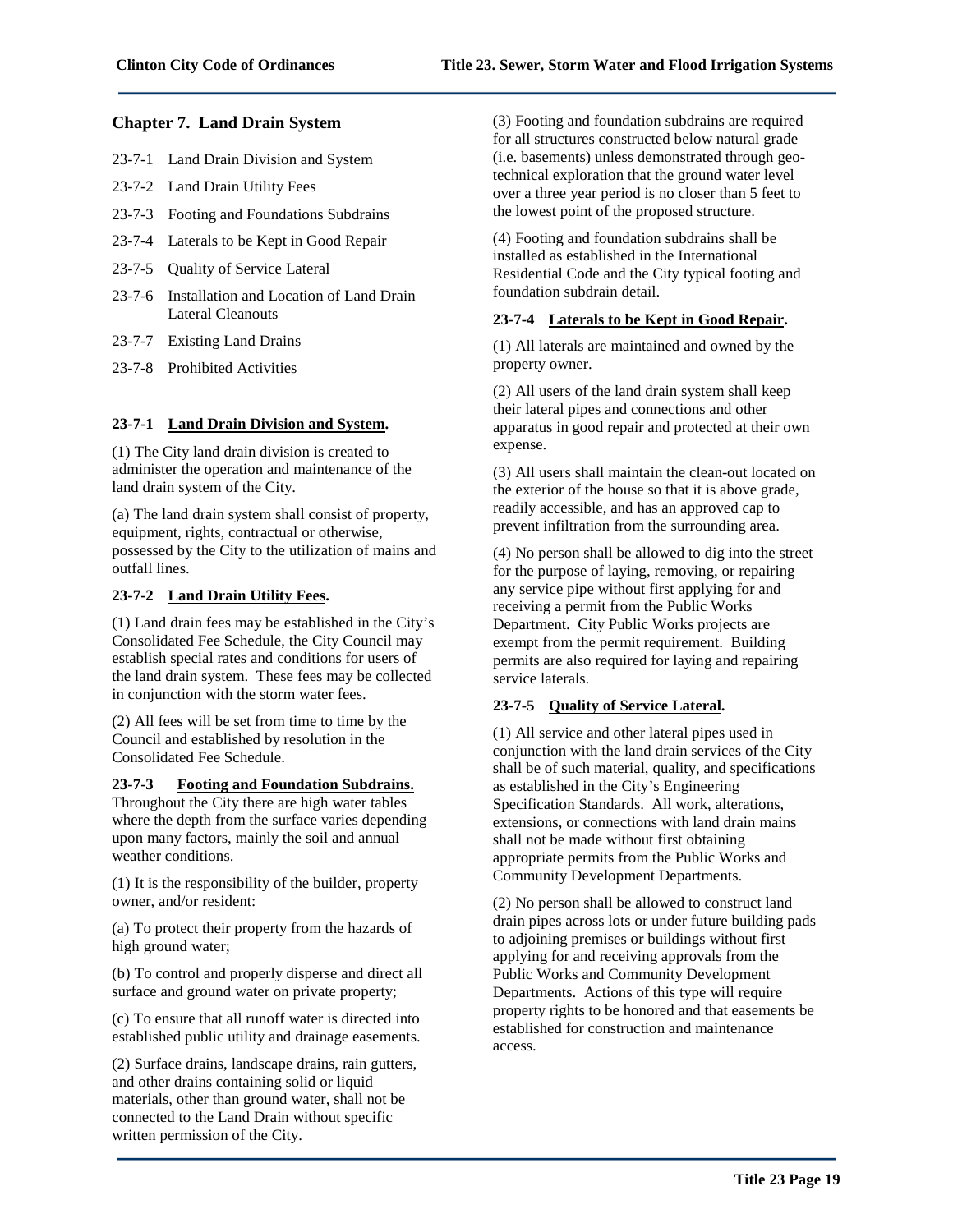## Chapter 7. Land Drain System

23-7-1 Land Drain Division and System

23-7-2 Land Drain Utility Fees

23-7-3 Footing and Foundations Subdrains

23-7-4 Laterals to be Kept in Good Repair

23-7-5 Quality of Service Lateral

23-7-6 Installation and Location of Land Drain Lateral Cleanouts

23-7-7 Existing Land Drains

23-7-8 Prohibited Activities

### 23-7-1 Land Drain Division and System.

(1) The City land drain division is created to administer the operation and maintenance of the land drain system of the City.

(a) The land drain system shall consist of property, equipment, rights, contractual or otherwise, possessed by the City to the utilization of mains and outfall lines.

### 23-7-2 Land Drain Utility Fees.

(1) Land drain fees may be established in the City's Consolidated Fee Schedule, the City Council may establish special rates and conditions for users of the land drain system. These fees may be collected in conjunction with the storm water fees.

(2) All fees will be set from time to time by the Council and established by resolution in the Consolidated Fee Schedule.

### 23-7-3 Footing and Foundation Subdrains.

Throughout the City there are high water tables where the depth from the surface varies depending upon many factors, mainly the soil and annual weather conditions.

(1) It is the responsibility of the builder, property owner, and/or resident:

(a) To protect their property from the hazards of high ground water;

(b) To control and properly disperse and direct all surface and ground water on private property;

(c) To ensure that all runoff water is directed into established public utility and drainage easements.

(2) Surface drains, landscape drains, rain gutters, and other drains containing solid or liquid materials, other than ground water, shall not be connected to the Land Drain without specific written permission of the City.

(3) Footing and foundation subdrains are required for all structures constructed below natural grade (i.e. basements) unless demonstrated through geo-technical exploration that the ground water level over a three year period is no closer than 5 feet to the lowest point of the proposed structure.

(4) Footing and foundation subdrains shall be installed as established in the International Residential Code and the City typical footing and foundation subdrain detail.

### 23-7-4 Laterals to be Kept in Good Repair.

(1) All laterals are maintained and owned by the property owner.

(2) All users of the land drain system shall keep their lateral pipes and connections and other apparatus in good repair and protected at their own expense.

(3) All users shall maintain the clean-out located on the exterior of the house so that it is above grade, readily accessible, and has an approved cap to prevent infiltration from the surrounding area.

(4) No person shall be allowed to dig into the street for the purpose of laying, removing, or repairing any service pipe without first applying for and receiving a permit from the Public Works Department. City Public Works projects are exempt from the permit requirement. Building permits are also required for laying and repairing service laterals.

### 23-7-5 Quality of Service Lateral.

(1) All service and other lateral pipes used in conjunction with the land drain services of the City shall be of such material, quality, and specifications as established in the City's Engineering Specification Standards. All work, alterations, extensions, or connections with land drain mains shall not be made without first obtaining appropriate permits from the Public Works and Community Development Departments.

(2) No person shall be allowed to construct land drain pipes across lots or under future building pads to adjoining premises or buildings without first applying for and receiving approvals from the Public Works and Community Development Departments. Actions of this type will require property rights to be honored and that easements be established for construction and maintenance access.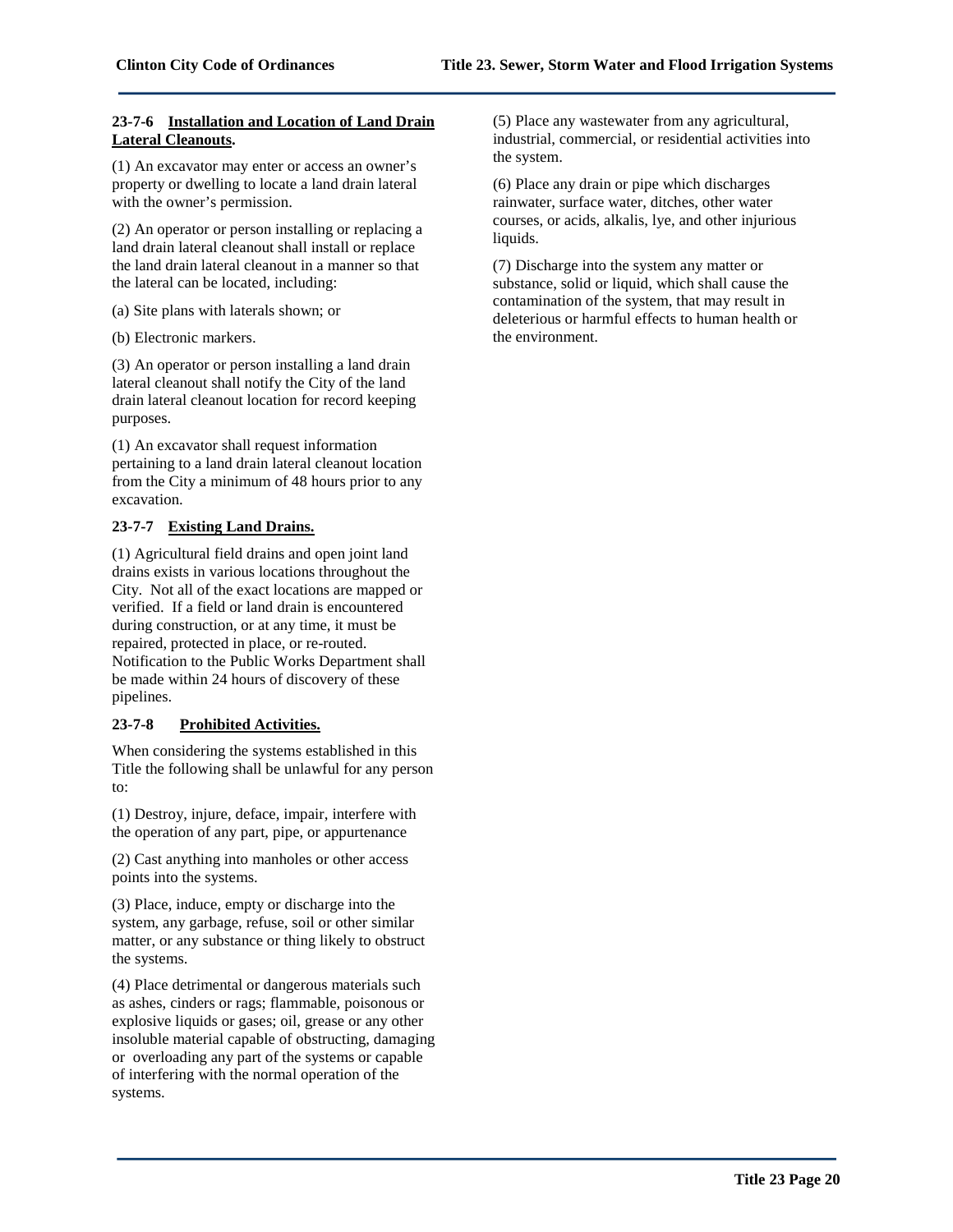**23-7-6 Installation and Location of Land Drain Lateral Cleanouts.**

(1) An excavator may enter or access an owner's property or dwelling to locate a land drain lateral with the owner's permission.

(2) An operator or person installing or replacing a land drain lateral cleanout shall install or replace the land drain lateral cleanout in a manner so that the lateral can be located, including:

(a) Site plans with laterals shown; or

(b) Electronic markers.

(3) An operator or person installing a land drain lateral cleanout shall notify the City of the land drain lateral cleanout location for record keeping purposes.

(1) An excavator shall request information pertaining to a land drain lateral cleanout location from the City a minimum of 48 hours prior to any excavation.

**23-7-7 Existing Land Drains.**

(1) Agricultural field drains and open joint land drains exists in various locations throughout the City. Not all of the exact locations are mapped or verified. If a field or land drain is encountered during construction, or at any time, it must be repaired, protected in place, or re-routed. Notification to the Public Works Department shall be made within 24 hours of discovery of these pipelines.

**23-7-8 Prohibited Activities.**

When considering the systems established in this Title the following shall be unlawful for any person to:

(1) Destroy, injure, deface, impair, interfere with the operation of any part, pipe, or appurtenance

(2) Cast anything into manholes or other access points into the systems.

(3) Place, induce, empty or discharge into the system, any garbage, refuse, soil or other similar matter, or any substance or thing likely to obstruct the systems.

(4) Place detrimental or dangerous materials such as ashes, cinders or rags; flammable, poisonous or explosive liquids or gases; oil, grease or any other insoluble material capable of obstructing, damaging or overloading any part of the systems or capable of interfering with the normal operation of the systems.

(5) Place any wastewater from any agricultural, industrial, commercial, or residential activities into the system.

(6) Place any drain or pipe which discharges rainwater, surface water, ditches, other water courses, or acids, alkalis, lye, and other injurious liquids.

(7) Discharge into the system any matter or substance, solid or liquid, which shall cause the contamination of the system, that may result in deleterious or harmful effects to human health or the environment.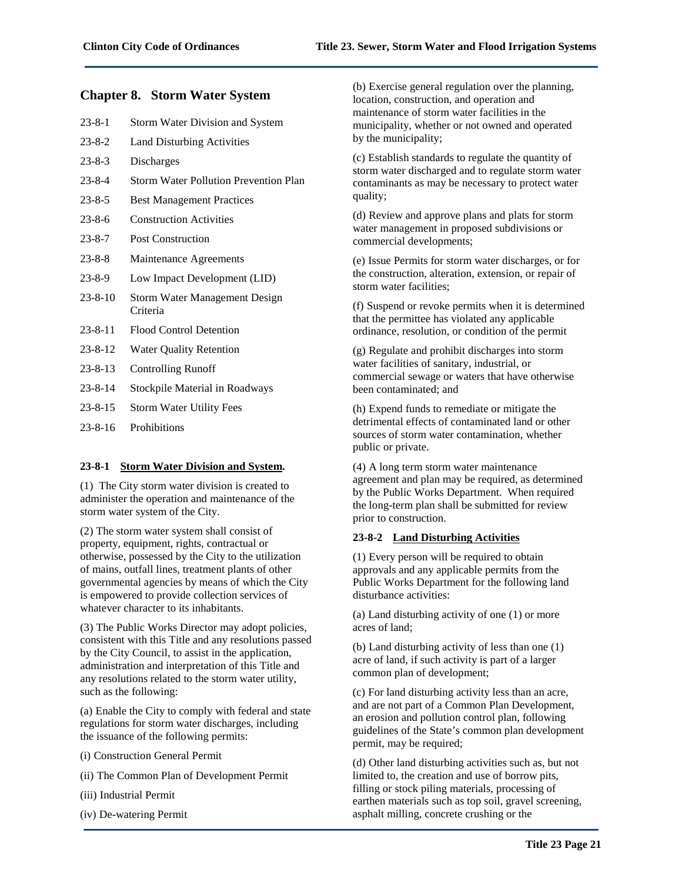## Chapter 8. Storm Water System

| | |
|---|---|
| 23-8-1 | Storm Water Division and System |
| 23-8-2 | Land Disturbing Activities |
| 23-8-3 | Discharges |
| 23-8-4 | Storm Water Pollution Prevention Plan |
| 23-8-5 | Best Management Practices |
| 23-8-6 | Construction Activities |
| 23-8-7 | Post Construction |
| 23-8-8 | Maintenance Agreements |
| 23-8-9 | Low Impact Development (LID) |
| 23-8-10 | Storm Water Management Design Criteria |
| 23-8-11 | Flood Control Detention |
| 23-8-12 | Water Quality Retention |
| 23-8-13 | Controlling Runoff |
| 23-8-14 | Stockpile Material in Roadways |
| 23-8-15 | Storm Water Utility Fees |
| 23-8-16 | Prohibitions |

**23-8-1 <u>Storm Water Division and System</u>.**

(1) The City storm water division is created to administer the operation and maintenance of the storm water system of the City.

(2) The storm water system shall consist of property, equipment, rights, contractual or otherwise, possessed by the City to the utilization of mains, outfall lines, treatment plants of other governmental agencies by means of which the City is empowered to provide collection services of whatever character to its inhabitants.

(3) The Public Works Director may adopt policies, consistent with this Title and any resolutions passed by the City Council, to assist in the application, administration and interpretation of this Title and any resolutions related to the storm water utility, such as the following:

(a) Enable the City to comply with federal and state regulations for storm water discharges, including the issuance of the following permits:

(i) Construction General Permit

(ii) The Common Plan of Development Permit

(iii) Industrial Permit

(iv) De-watering Permit

(b) Exercise general regulation over the planning, location, construction, and operation and maintenance of storm water facilities in the municipality, whether or not owned and operated by the municipality;

(c) Establish standards to regulate the quantity of storm water discharged and to regulate storm water contaminants as may be necessary to protect water quality;

(d) Review and approve plans and plats for storm water management in proposed subdivisions or commercial developments;

(e) Issue Permits for storm water discharges, or for the construction, alteration, extension, or repair of storm water facilities;

(f) Suspend or revoke permits when it is determined that the permittee has violated any applicable ordinance, resolution, or condition of the permit

(g) Regulate and prohibit discharges into storm water facilities of sanitary, industrial, or commercial sewage or waters that have otherwise been contaminated; and

(h) Expend funds to remediate or mitigate the detrimental effects of contaminated land or other sources of storm water contamination, whether public or private.

(4) A long term storm water maintenance agreement and plan may be required, as determined by the Public Works Department. When required the long-term plan shall be submitted for review prior to construction.

**23-8-2 <u>Land Disturbing Activities</u>**

(1) Every person will be required to obtain approvals and any applicable permits from the Public Works Department for the following land disturbance activities:

(a) Land disturbing activity of one (1) or more acres of land;

(b) Land disturbing activity of less than one (1) acre of land, if such activity is part of a larger common plan of development;

(c) For land disturbing activity less than an acre, and are not part of a Common Plan Development, an erosion and pollution control plan, following guidelines of the State's common plan development permit, may be required;

(d) Other land disturbing activities such as, but not limited to, the creation and use of borrow pits, filling or stock piling materials, processing of earthen materials such as top soil, gravel screening, asphalt milling, concrete crushing or the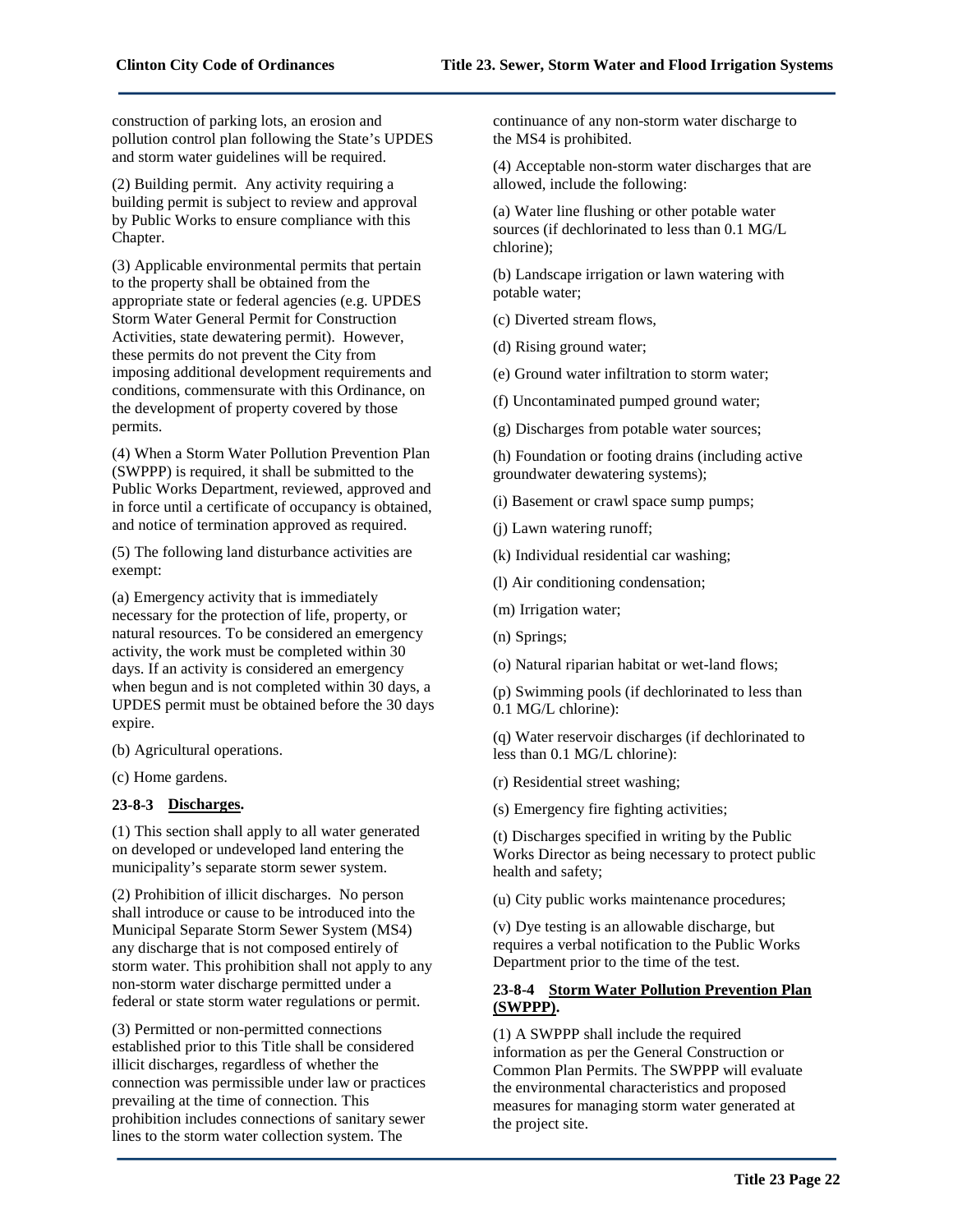construction of parking lots, an erosion and pollution control plan following the State's UPDES and storm water guidelines will be required.

(2) Building permit. Any activity requiring a building permit is subject to review and approval by Public Works to ensure compliance with this Chapter.

(3) Applicable environmental permits that pertain to the property shall be obtained from the appropriate state or federal agencies (e.g. UPDES Storm Water General Permit for Construction Activities, state dewatering permit). However, these permits do not prevent the City from imposing additional development requirements and conditions, commensurate with this Ordinance, on the development of property covered by those permits.

(4) When a Storm Water Pollution Prevention Plan (SWPPP) is required, it shall be submitted to the Public Works Department, reviewed, approved and in force until a certificate of occupancy is obtained, and notice of termination approved as required.

(5) The following land disturbance activities are exempt:

(a) Emergency activity that is immediately necessary for the protection of life, property, or natural resources. To be considered an emergency activity, the work must be completed within 30 days. If an activity is considered an emergency when begun and is not completed within 30 days, a UPDES permit must be obtained before the 30 days expire.

(b) Agricultural operations.

(c) Home gardens.

**23-8-3 <u>Discharges</u>.**

(1) This section shall apply to all water generated on developed or undeveloped land entering the municipality's separate storm sewer system.

(2) Prohibition of illicit discharges. No person shall introduce or cause to be introduced into the Municipal Separate Storm Sewer System (MS4) any discharge that is not composed entirely of storm water. This prohibition shall not apply to any non-storm water discharge permitted under a federal or state storm water regulations or permit.

(3) Permitted or non-permitted connections established prior to this Title shall be considered illicit discharges, regardless of whether the connection was permissible under law or practices prevailing at the time of connection. This prohibition includes connections of sanitary sewer lines to the storm water collection system. The continuance of any non-storm water discharge to the MS4 is prohibited.

(4) Acceptable non-storm water discharges that are allowed, include the following:

(a) Water line flushing or other potable water sources (if dechlorinated to less than 0.1 MG/L chlorine);

(b) Landscape irrigation or lawn watering with potable water;

(c) Diverted stream flows,

(d) Rising ground water;

(e) Ground water infiltration to storm water;

(f) Uncontaminated pumped ground water;

(g) Discharges from potable water sources;

(h) Foundation or footing drains (including active groundwater dewatering systems);

(i) Basement or crawl space sump pumps;

(j) Lawn watering runoff;

(k) Individual residential car washing;

(l) Air conditioning condensation;

(m) Irrigation water;

(n) Springs;

(o) Natural riparian habitat or wet-land flows;

(p) Swimming pools (if dechlorinated to less than 0.1 MG/L chlorine):

(q) Water reservoir discharges (if dechlorinated to less than 0.1 MG/L chlorine):

(r) Residential street washing;

(s) Emergency fire fighting activities;

(t) Discharges specified in writing by the Public Works Director as being necessary to protect public health and safety;

(u) City public works maintenance procedures;

(v) Dye testing is an allowable discharge, but requires a verbal notification to the Public Works Department prior to the time of the test.

**23-8-4 <u>Storm Water Pollution Prevention Plan (SWPPP)</u>.**

(1) A SWPPP shall include the required information as per the General Construction or Common Plan Permits. The SWPPP will evaluate the environmental characteristics and proposed measures for managing storm water generated at the project site.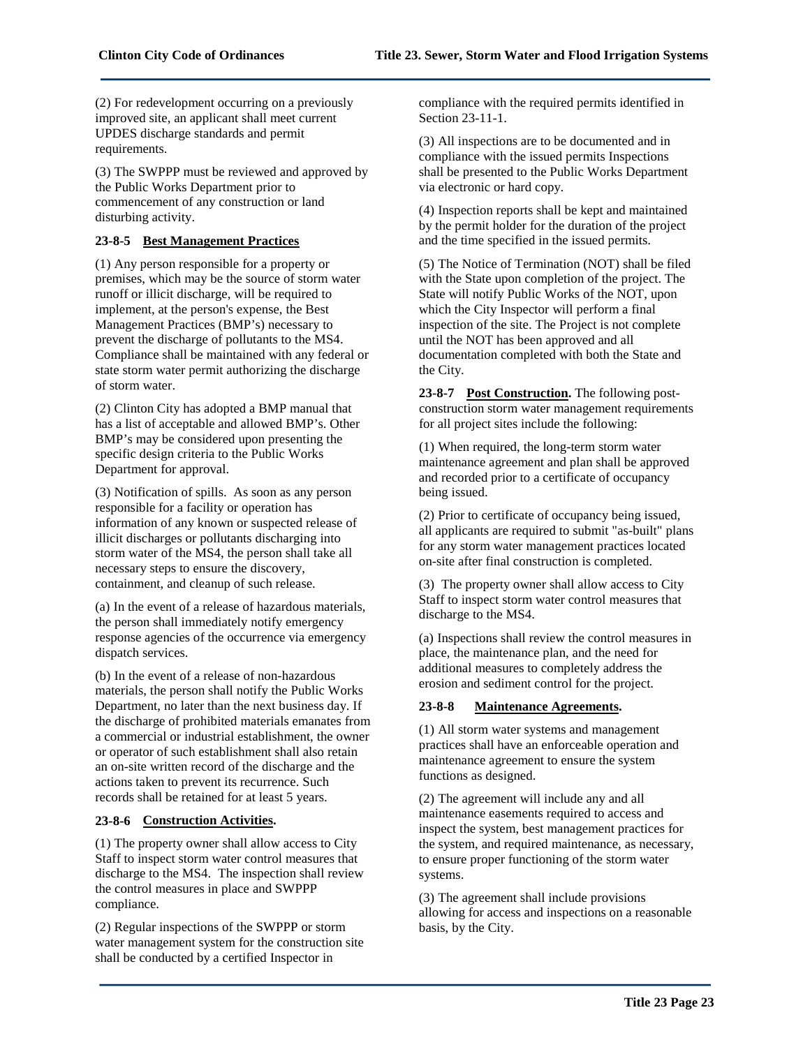(2) For redevelopment occurring on a previously improved site, an applicant shall meet current UPDES discharge standards and permit requirements.

(3) The SWPPP must be reviewed and approved by the Public Works Department prior to commencement of any construction or land disturbing activity.

**23-8-5 <u>Best Management Practices</u>**

(1) Any person responsible for a property or premises, which may be the source of storm water runoff or illicit discharge, will be required to implement, at the person's expense, the Best Management Practices (BMP's) necessary to prevent the discharge of pollutants to the MS4. Compliance shall be maintained with any federal or state storm water permit authorizing the discharge of storm water.

(2) Clinton City has adopted a BMP manual that has a list of acceptable and allowed BMP's. Other BMP's may be considered upon presenting the specific design criteria to the Public Works Department for approval.

(3) Notification of spills. As soon as any person responsible for a facility or operation has information of any known or suspected release of illicit discharges or pollutants discharging into storm water of the MS4, the person shall take all necessary steps to ensure the discovery, containment, and cleanup of such release.

(a) In the event of a release of hazardous materials, the person shall immediately notify emergency response agencies of the occurrence via emergency dispatch services.

(b) In the event of a release of non-hazardous materials, the person shall notify the Public Works Department, no later than the next business day. If the discharge of prohibited materials emanates from a commercial or industrial establishment, the owner or operator of such establishment shall also retain an on-site written record of the discharge and the actions taken to prevent its recurrence. Such records shall be retained for at least 5 years.

**23-8-6 <u>Construction Activities</u>.**

(1) The property owner shall allow access to City Staff to inspect storm water control measures that discharge to the MS4. The inspection shall review the control measures in place and SWPPP compliance.

(2) Regular inspections of the SWPPP or storm water management system for the construction site shall be conducted by a certified Inspector in compliance with the required permits identified in Section 23-11-1.

(3) All inspections are to be documented and in compliance with the issued permits Inspections shall be presented to the Public Works Department via electronic or hard copy.

(4) Inspection reports shall be kept and maintained by the permit holder for the duration of the project and the time specified in the issued permits.

(5) The Notice of Termination (NOT) shall be filed with the State upon completion of the project. The State will notify Public Works of the NOT, upon which the City Inspector will perform a final inspection of the site. The Project is not complete until the NOT has been approved and all documentation completed with both the State and the City.

**23-8-7 <u>Post Construction</u>.** The following post-construction storm water management requirements for all project sites include the following:

(1) When required, the long-term storm water maintenance agreement and plan shall be approved and recorded prior to a certificate of occupancy being issued.

(2) Prior to certificate of occupancy being issued, all applicants are required to submit "as-built" plans for any storm water management practices located on-site after final construction is completed.

(3) The property owner shall allow access to City Staff to inspect storm water control measures that discharge to the MS4.

(a) Inspections shall review the control measures in place, the maintenance plan, and the need for additional measures to completely address the erosion and sediment control for the project.

**23-8-8 <u>Maintenance Agreements</u>.**

(1) All storm water systems and management practices shall have an enforceable operation and maintenance agreement to ensure the system functions as designed.

(2) The agreement will include any and all maintenance easements required to access and inspect the system, best management practices for the system, and required maintenance, as necessary, to ensure proper functioning of the storm water systems.

(3) The agreement shall include provisions allowing for access and inspections on a reasonable basis, by the City.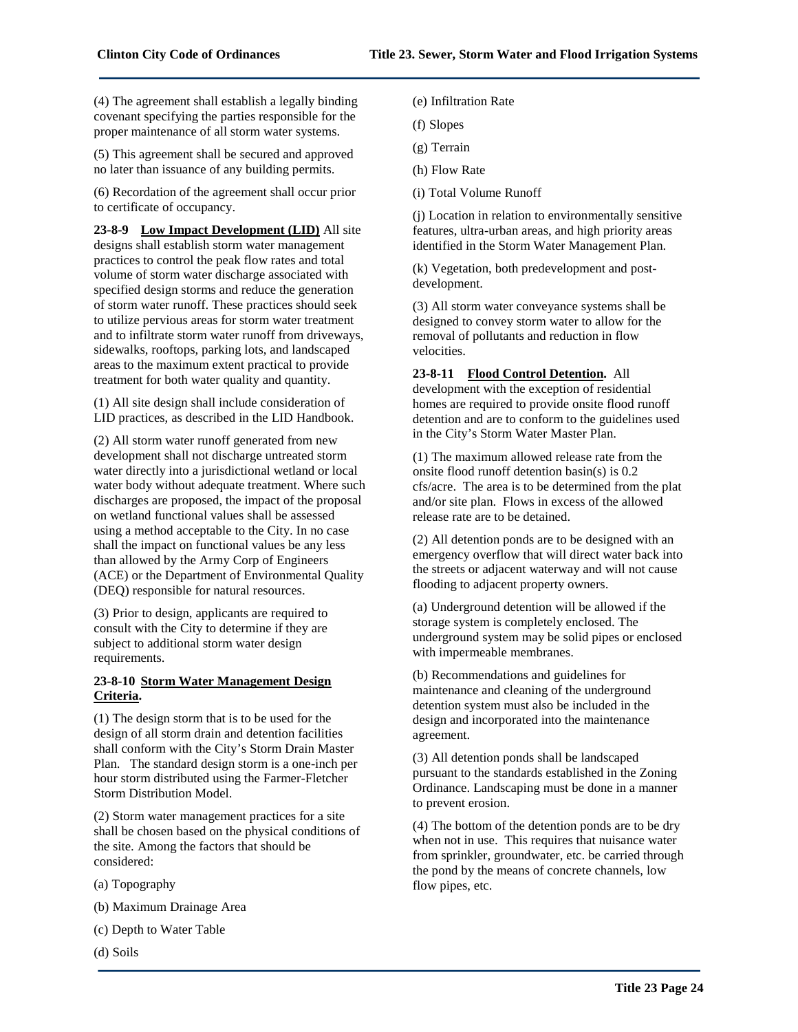(4) The agreement shall establish a legally binding covenant specifying the parties responsible for the proper maintenance of all storm water systems.

(5) This agreement shall be secured and approved no later than issuance of any building permits.

(6) Recordation of the agreement shall occur prior to certificate of occupancy.

**23-8-9 <u>Low Impact Development (LID)</u>** All site designs shall establish storm water management practices to control the peak flow rates and total volume of storm water discharge associated with specified design storms and reduce the generation of storm water runoff. These practices should seek to utilize pervious areas for storm water treatment and to infiltrate storm water runoff from driveways, sidewalks, rooftops, parking lots, and landscaped areas to the maximum extent practical to provide treatment for both water quality and quantity.

(1) All site design shall include consideration of LID practices, as described in the LID Handbook.

(2) All storm water runoff generated from new development shall not discharge untreated storm water directly into a jurisdictional wetland or local water body without adequate treatment. Where such discharges are proposed, the impact of the proposal on wetland functional values shall be assessed using a method acceptable to the City. In no case shall the impact on functional values be any less than allowed by the Army Corp of Engineers (ACE) or the Department of Environmental Quality (DEQ) responsible for natural resources.

(3) Prior to design, applicants are required to consult with the City to determine if they are subject to additional storm water design requirements.

**23-8-10 <u>Storm Water Management Design Criteria</u>.**

(1) The design storm that is to be used for the design of all storm drain and detention facilities shall conform with the City's Storm Drain Master Plan. The standard design storm is a one-inch per hour storm distributed using the Farmer-Fletcher Storm Distribution Model.

(2) Storm water management practices for a site shall be chosen based on the physical conditions of the site. Among the factors that should be considered:

(a) Topography

(b) Maximum Drainage Area

(c) Depth to Water Table

(d) Soils

(e) Infiltration Rate

(f) Slopes

(g) Terrain

(h) Flow Rate

(i) Total Volume Runoff

(j) Location in relation to environmentally sensitive features, ultra-urban areas, and high priority areas identified in the Storm Water Management Plan.

(k) Vegetation, both predevelopment and post-development.

(3) All storm water conveyance systems shall be designed to convey storm water to allow for the removal of pollutants and reduction in flow velocities.

**23-8-11 <u>Flood Control Detention</u>.** All development with the exception of residential homes are required to provide onsite flood runoff detention and are to conform to the guidelines used in the City's Storm Water Master Plan.

(1) The maximum allowed release rate from the onsite flood runoff detention basin(s) is 0.2 cfs/acre. The area is to be determined from the plat and/or site plan. Flows in excess of the allowed release rate are to be detained.

(2) All detention ponds are to be designed with an emergency overflow that will direct water back into the streets or adjacent waterway and will not cause flooding to adjacent property owners.

(a) Underground detention will be allowed if the storage system is completely enclosed. The underground system may be solid pipes or enclosed with impermeable membranes.

(b) Recommendations and guidelines for maintenance and cleaning of the underground detention system must also be included in the design and incorporated into the maintenance agreement.

(3) All detention ponds shall be landscaped pursuant to the standards established in the Zoning Ordinance. Landscaping must be done in a manner to prevent erosion.

(4) The bottom of the detention ponds are to be dry when not in use. This requires that nuisance water from sprinkler, groundwater, etc. be carried through the pond by the means of concrete channels, low flow pipes, etc.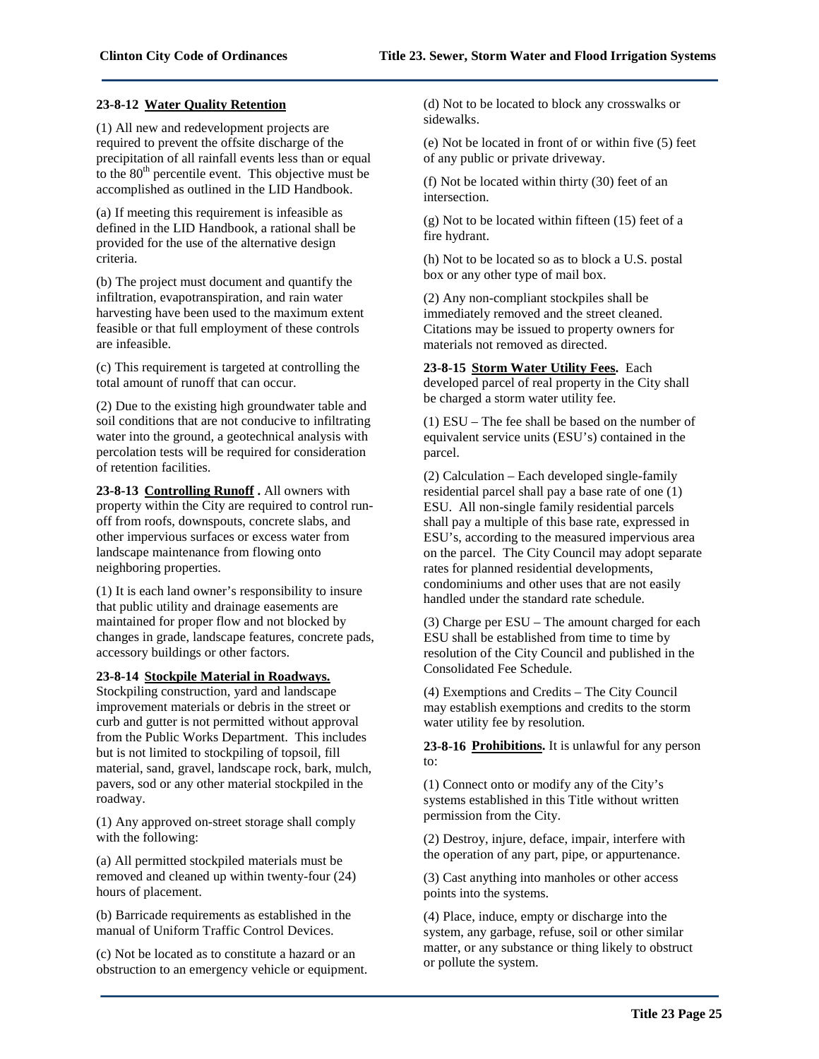**23-8-12 Water Quality Retention**

(1) All new and redevelopment projects are required to prevent the offsite discharge of the precipitation of all rainfall events less than or equal to the $80^{th}$ percentile event. This objective must be accomplished as outlined in the LID Handbook.

(a) If meeting this requirement is infeasible as defined in the LID Handbook, a rational shall be provided for the use of the alternative design criteria.

(b) The project must document and quantify the infiltration, evapotranspiration, and rain water harvesting have been used to the maximum extent feasible or that full employment of these controls are infeasible.

(c) This requirement is targeted at controlling the total amount of runoff that can occur.

(2) Due to the existing high groundwater table and soil conditions that are not conducive to infiltrating water into the ground, a geotechnical analysis with percolation tests will be required for consideration of retention facilities.

**23-8-13 Controlling Runoff .** All owners with property within the City are required to control run-off from roofs, downspouts, concrete slabs, and other impervious surfaces or excess water from landscape maintenance from flowing onto neighboring properties.

(1) It is each land owner's responsibility to insure that public utility and drainage easements are maintained for proper flow and not blocked by changes in grade, landscape features, concrete pads, accessory buildings or other factors.

**23-8-14 Stockpile Material in Roadways.** Stockpiling construction, yard and landscape improvement materials or debris in the street or curb and gutter is not permitted without approval from the Public Works Department. This includes but is not limited to stockpiling of topsoil, fill material, sand, gravel, landscape rock, bark, mulch, pavers, sod or any other material stockpiled in the roadway.

(1) Any approved on-street storage shall comply with the following:

(a) All permitted stockpiled materials must be removed and cleaned up within twenty-four (24) hours of placement.

(b) Barricade requirements as established in the manual of Uniform Traffic Control Devices.

(c) Not be located as to constitute a hazard or an obstruction to an emergency vehicle or equipment.

(d) Not to be located to block any crosswalks or sidewalks.

(e) Not be located in front of or within five (5) feet of any public or private driveway.

(f) Not be located within thirty (30) feet of an intersection.

(g) Not to be located within fifteen (15) feet of a fire hydrant.

(h) Not to be located so as to block a U.S. postal box or any other type of mail box.

(2) Any non-compliant stockpiles shall be immediately removed and the street cleaned. Citations may be issued to property owners for materials not removed as directed.

**23-8-15 Storm Water Utility Fees.** Each developed parcel of real property in the City shall be charged a storm water utility fee.

(1) ESU – The fee shall be based on the number of equivalent service units (ESU's) contained in the parcel.

(2) Calculation – Each developed single-family residential parcel shall pay a base rate of one (1) ESU. All non-single family residential parcels shall pay a multiple of this base rate, expressed in ESU's, according to the measured impervious area on the parcel. The City Council may adopt separate rates for planned residential developments, condominiums and other uses that are not easily handled under the standard rate schedule.

(3) Charge per ESU – The amount charged for each ESU shall be established from time to time by resolution of the City Council and published in the Consolidated Fee Schedule.

(4) Exemptions and Credits – The City Council may establish exemptions and credits to the storm water utility fee by resolution.

**23-8-16 Prohibitions.** It is unlawful for any person to:

(1) Connect onto or modify any of the City's systems established in this Title without written permission from the City.

(2) Destroy, injure, deface, impair, interfere with the operation of any part, pipe, or appurtenance.

(3) Cast anything into manholes or other access points into the systems.

(4) Place, induce, empty or discharge into the system, any garbage, refuse, soil or other similar matter, or any substance or thing likely to obstruct or pollute the system.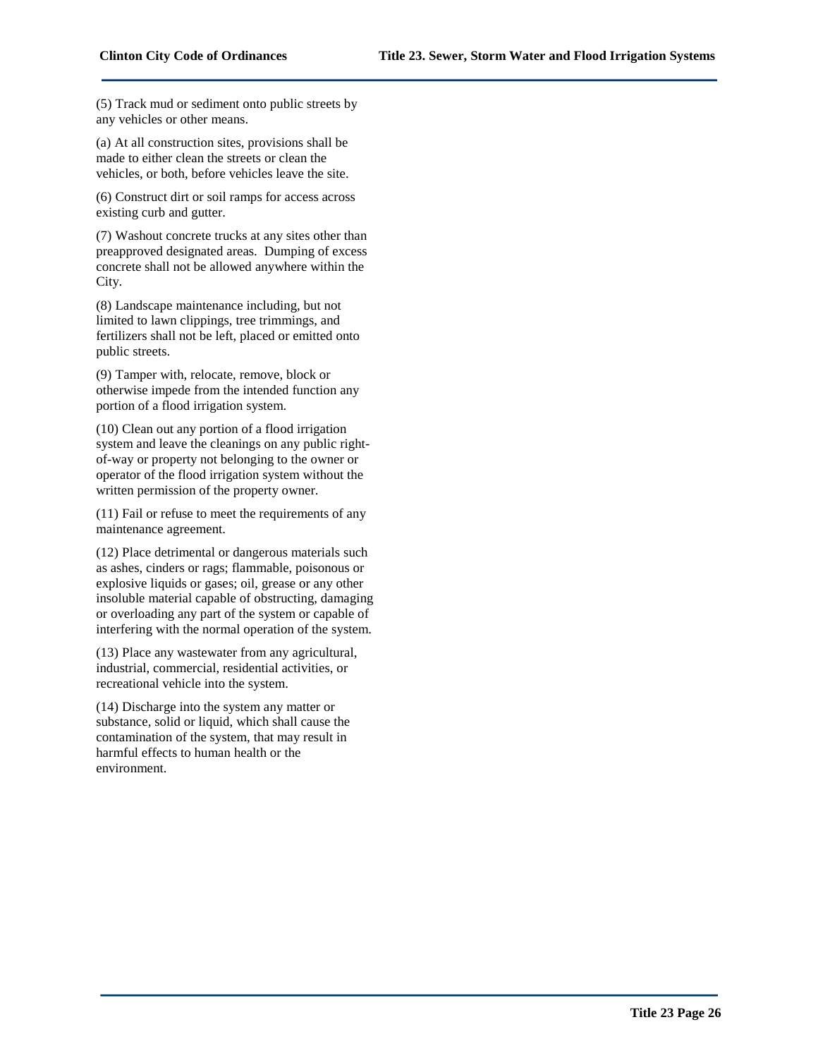(5) Track mud or sediment onto public streets by any vehicles or other means.

(a) At all construction sites, provisions shall be made to either clean the streets or clean the vehicles, or both, before vehicles leave the site.

(6) Construct dirt or soil ramps for access across existing curb and gutter.

(7) Washout concrete trucks at any sites other than preapproved designated areas. Dumping of excess concrete shall not be allowed anywhere within the City.

(8) Landscape maintenance including, but not limited to lawn clippings, tree trimmings, and fertilizers shall not be left, placed or emitted onto public streets.

(9) Tamper with, relocate, remove, block or otherwise impede from the intended function any portion of a flood irrigation system.

(10) Clean out any portion of a flood irrigation system and leave the cleanings on any public right-of-way or property not belonging to the owner or operator of the flood irrigation system without the written permission of the property owner.

(11) Fail or refuse to meet the requirements of any maintenance agreement.

(12) Place detrimental or dangerous materials such as ashes, cinders or rags; flammable, poisonous or explosive liquids or gases; oil, grease or any other insoluble material capable of obstructing, damaging or overloading any part of the system or capable of interfering with the normal operation of the system.

(13) Place any wastewater from any agricultural, industrial, commercial, residential activities, or recreational vehicle into the system.

(14) Discharge into the system any matter or substance, solid or liquid, which shall cause the contamination of the system, that may result in harmful effects to human health or the environment.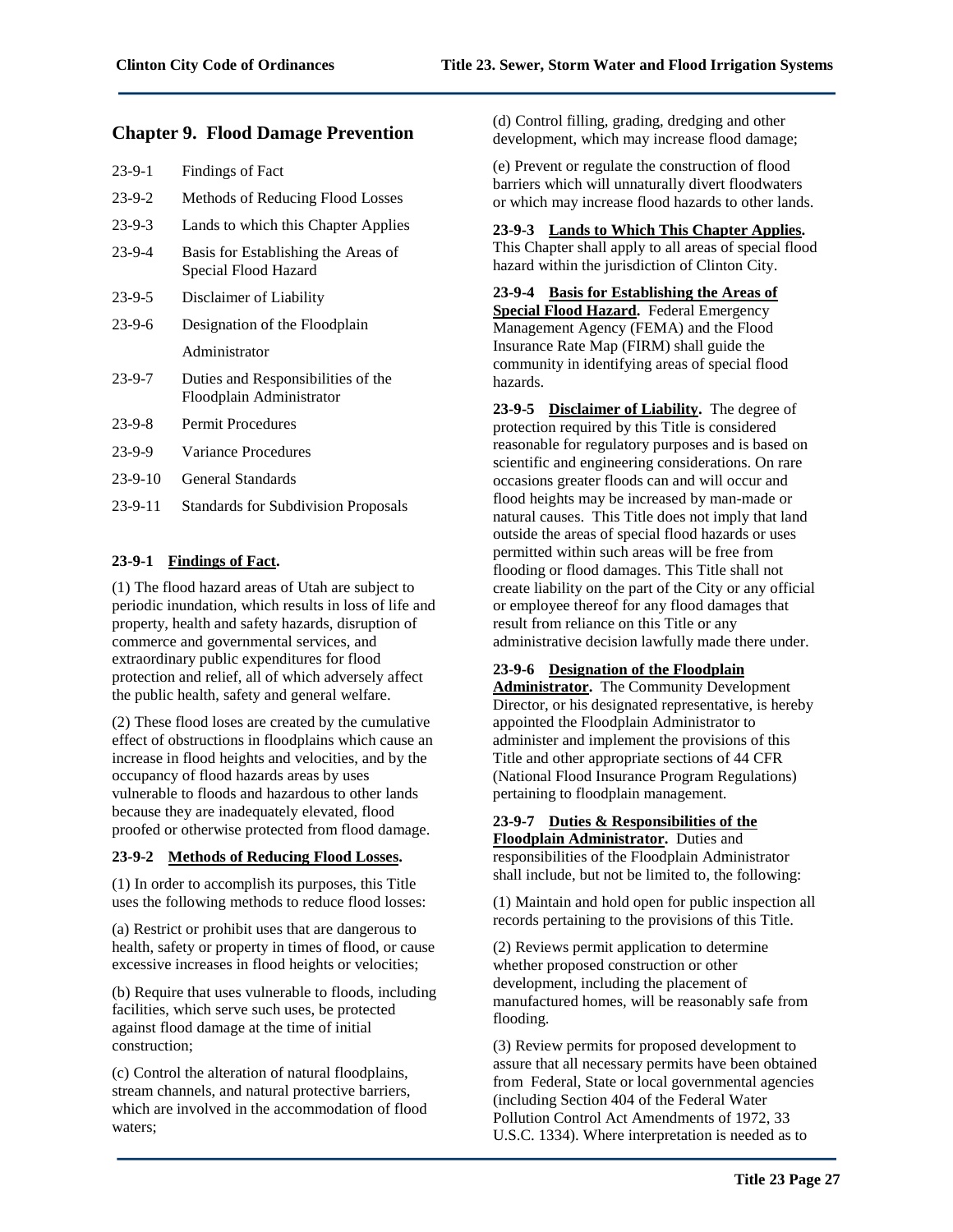## Chapter 9. Flood Damage Prevention

| | |
|---|---|
| 23-9-1 | Findings of Fact |
| 23-9-2 | Methods of Reducing Flood Losses |
| 23-9-3 | Lands to which this Chapter Applies |
| 23-9-4 | Basis for Establishing the Areas of Special Flood Hazard |
| 23-9-5 | Disclaimer of Liability |
| 23-9-6 | Designation of the Floodplain Administrator |
| 23-9-7 | Duties and Responsibilities of the Floodplain Administrator |
| 23-9-8 | Permit Procedures |
| 23-9-9 | Variance Procedures |
| 23-9-10 | General Standards |
| 23-9-11 | Standards for Subdivision Proposals |

**23-9-1 Findings of Fact.**

(1) The flood hazard areas of Utah are subject to periodic inundation, which results in loss of life and property, health and safety hazards, disruption of commerce and governmental services, and extraordinary public expenditures for flood protection and relief, all of which adversely affect the public health, safety and general welfare.

(2) These flood loses are created by the cumulative effect of obstructions in floodplains which cause an increase in flood heights and velocities, and by the occupancy of flood hazards areas by uses vulnerable to floods and hazardous to other lands because they are inadequately elevated, flood proofed or otherwise protected from flood damage.

**23-9-2 Methods of Reducing Flood Losses.**

(1) In order to accomplish its purposes, this Title uses the following methods to reduce flood losses:

(a) Restrict or prohibit uses that are dangerous to health, safety or property in times of flood, or cause excessive increases in flood heights or velocities;

(b) Require that uses vulnerable to floods, including facilities, which serve such uses, be protected against flood damage at the time of initial construction;

(c) Control the alteration of natural floodplains, stream channels, and natural protective barriers, which are involved in the accommodation of flood waters;

(d) Control filling, grading, dredging and other development, which may increase flood damage;

(e) Prevent or regulate the construction of flood barriers which will unnaturally divert floodwaters or which may increase flood hazards to other lands.

**23-9-3 Lands to Which This Chapter Applies.** This Chapter shall apply to all areas of special flood hazard within the jurisdiction of Clinton City.

**23-9-4 Basis for Establishing the Areas of Special Flood Hazard.** Federal Emergency Management Agency (FEMA) and the Flood Insurance Rate Map (FIRM) shall guide the community in identifying areas of special flood hazards.

**23-9-5 Disclaimer of Liability.** The degree of protection required by this Title is considered reasonable for regulatory purposes and is based on scientific and engineering considerations. On rare occasions greater floods can and will occur and flood heights may be increased by man-made or natural causes. This Title does not imply that land outside the areas of special flood hazards or uses permitted within such areas will be free from flooding or flood damages. This Title shall not create liability on the part of the City or any official or employee thereof for any flood damages that result from reliance on this Title or any administrative decision lawfully made there under.

**23-9-6 Designation of the Floodplain Administrator.** The Community Development Director, or his designated representative, is hereby appointed the Floodplain Administrator to administer and implement the provisions of this Title and other appropriate sections of 44 CFR (National Flood Insurance Program Regulations) pertaining to floodplain management.

**23-9-7 Duties & Responsibilities of the Floodplain Administrator.** Duties and responsibilities of the Floodplain Administrator shall include, but not be limited to, the following:

(1) Maintain and hold open for public inspection all records pertaining to the provisions of this Title.

(2) Reviews permit application to determine whether proposed construction or other development, including the placement of manufactured homes, will be reasonably safe from flooding.

(3) Review permits for proposed development to assure that all necessary permits have been obtained from Federal, State or local governmental agencies (including Section 404 of the Federal Water Pollution Control Act Amendments of 1972, 33 U.S.C. 1334). Where interpretation is needed as to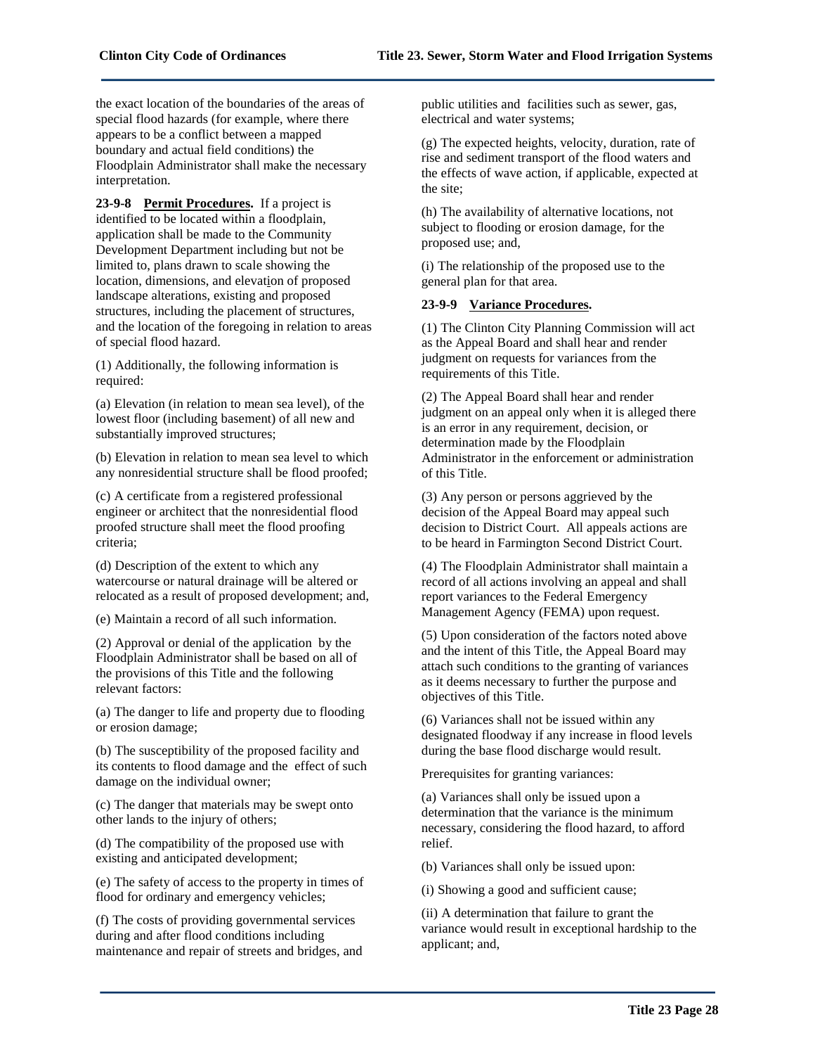the exact location of the boundaries of the areas of special flood hazards (for example, where there appears to be a conflict between a mapped boundary and actual field conditions) the Floodplain Administrator shall make the necessary interpretation.

**23-9-8 Permit Procedures.** If a project is identified to be located within a floodplain, application shall be made to the Community Development Department including but not be limited to, plans drawn to scale showing the location, dimensions, and elevation of proposed landscape alterations, existing and proposed structures, including the placement of structures, and the location of the foregoing in relation to areas of special flood hazard.

(1) Additionally, the following information is required:

(a) Elevation (in relation to mean sea level), of the lowest floor (including basement) of all new and substantially improved structures;

(b) Elevation in relation to mean sea level to which any nonresidential structure shall be flood proofed;

(c) A certificate from a registered professional engineer or architect that the nonresidential flood proofed structure shall meet the flood proofing criteria;

(d) Description of the extent to which any watercourse or natural drainage will be altered or relocated as a result of proposed development; and,

(e) Maintain a record of all such information.

(2) Approval or denial of the application by the Floodplain Administrator shall be based on all of the provisions of this Title and the following relevant factors:

(a) The danger to life and property due to flooding or erosion damage;

(b) The susceptibility of the proposed facility and its contents to flood damage and the effect of such damage on the individual owner;

(c) The danger that materials may be swept onto other lands to the injury of others;

(d) The compatibility of the proposed use with existing and anticipated development;

(e) The safety of access to the property in times of flood for ordinary and emergency vehicles;

(f) The costs of providing governmental services during and after flood conditions including maintenance and repair of streets and bridges, and public utilities and facilities such as sewer, gas, electrical and water systems;

(g) The expected heights, velocity, duration, rate of rise and sediment transport of the flood waters and the effects of wave action, if applicable, expected at the site;

(h) The availability of alternative locations, not subject to flooding or erosion damage, for the proposed use; and,

(i) The relationship of the proposed use to the general plan for that area.

**23-9-9 Variance Procedures.**

(1) The Clinton City Planning Commission will act as the Appeal Board and shall hear and render judgment on requests for variances from the requirements of this Title.

(2) The Appeal Board shall hear and render judgment on an appeal only when it is alleged there is an error in any requirement, decision, or determination made by the Floodplain Administrator in the enforcement or administration of this Title.

(3) Any person or persons aggrieved by the decision of the Appeal Board may appeal such decision to District Court. All appeals actions are to be heard in Farmington Second District Court.

(4) The Floodplain Administrator shall maintain a record of all actions involving an appeal and shall report variances to the Federal Emergency Management Agency (FEMA) upon request.

(5) Upon consideration of the factors noted above and the intent of this Title, the Appeal Board may attach such conditions to the granting of variances as it deems necessary to further the purpose and objectives of this Title.

(6) Variances shall not be issued within any designated floodway if any increase in flood levels during the base flood discharge would result.

Prerequisites for granting variances:

(a) Variances shall only be issued upon a determination that the variance is the minimum necessary, considering the flood hazard, to afford relief.

(b) Variances shall only be issued upon:

(i) Showing a good and sufficient cause;

(ii) A determination that failure to grant the variance would result in exceptional hardship to the applicant; and,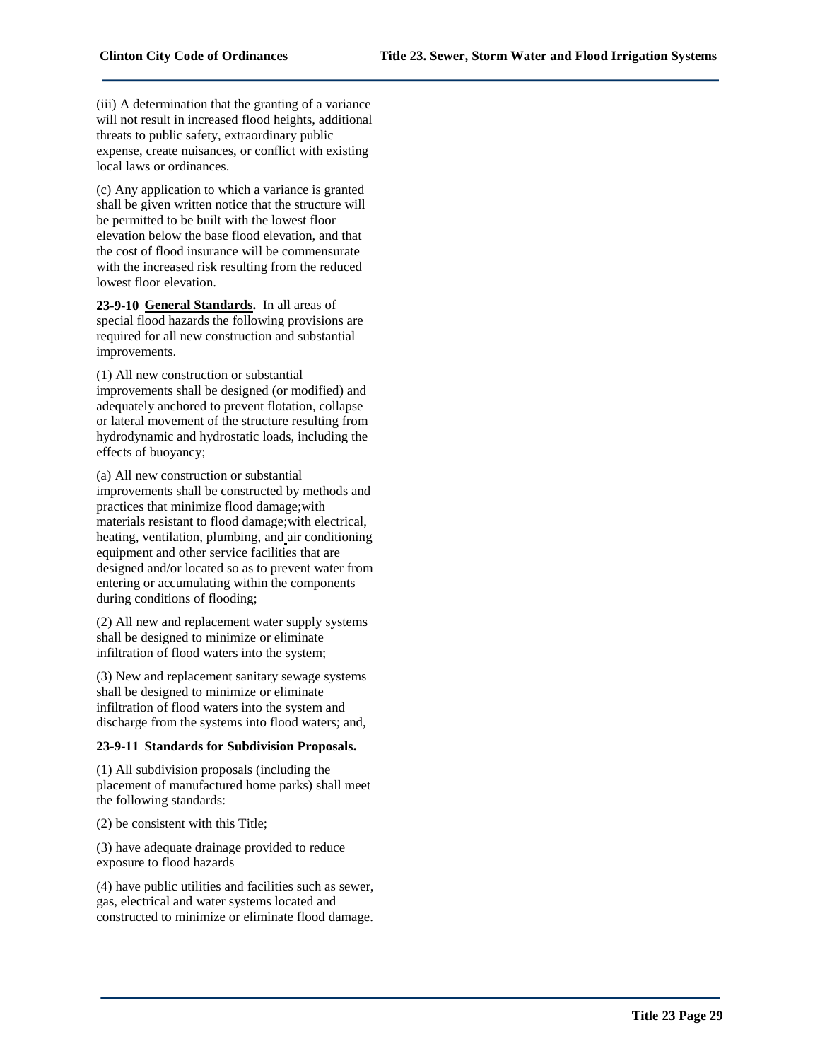(iii) A determination that the granting of a variance will not result in increased flood heights, additional threats to public safety, extraordinary public expense, create nuisances, or conflict with existing local laws or ordinances.

(c) Any application to which a variance is granted shall be given written notice that the structure will be permitted to be built with the lowest floor elevation below the base flood elevation, and that the cost of flood insurance will be commensurate with the increased risk resulting from the reduced lowest floor elevation.

**23-9-10 General Standards.** In all areas of special flood hazards the following provisions are required for all new construction and substantial improvements.

(1) All new construction or substantial improvements shall be designed (or modified) and adequately anchored to prevent flotation, collapse or lateral movement of the structure resulting from hydrodynamic and hydrostatic loads, including the effects of buoyancy;

(a) All new construction or substantial improvements shall be constructed by methods and practices that minimize flood damage;with materials resistant to flood damage;with electrical, heating, ventilation, plumbing, and air conditioning equipment and other service facilities that are designed and/or located so as to prevent water from entering or accumulating within the components during conditions of flooding;

(2) All new and replacement water supply systems shall be designed to minimize or eliminate infiltration of flood waters into the system;

(3) New and replacement sanitary sewage systems shall be designed to minimize or eliminate infiltration of flood waters into the system and discharge from the systems into flood waters; and,

**23-9-11 Standards for Subdivision Proposals.**

(1) All subdivision proposals (including the placement of manufactured home parks) shall meet the following standards:

(2) be consistent with this Title;

(3) have adequate drainage provided to reduce exposure to flood hazards

(4) have public utilities and facilities such as sewer, gas, electrical and water systems located and constructed to minimize or eliminate flood damage.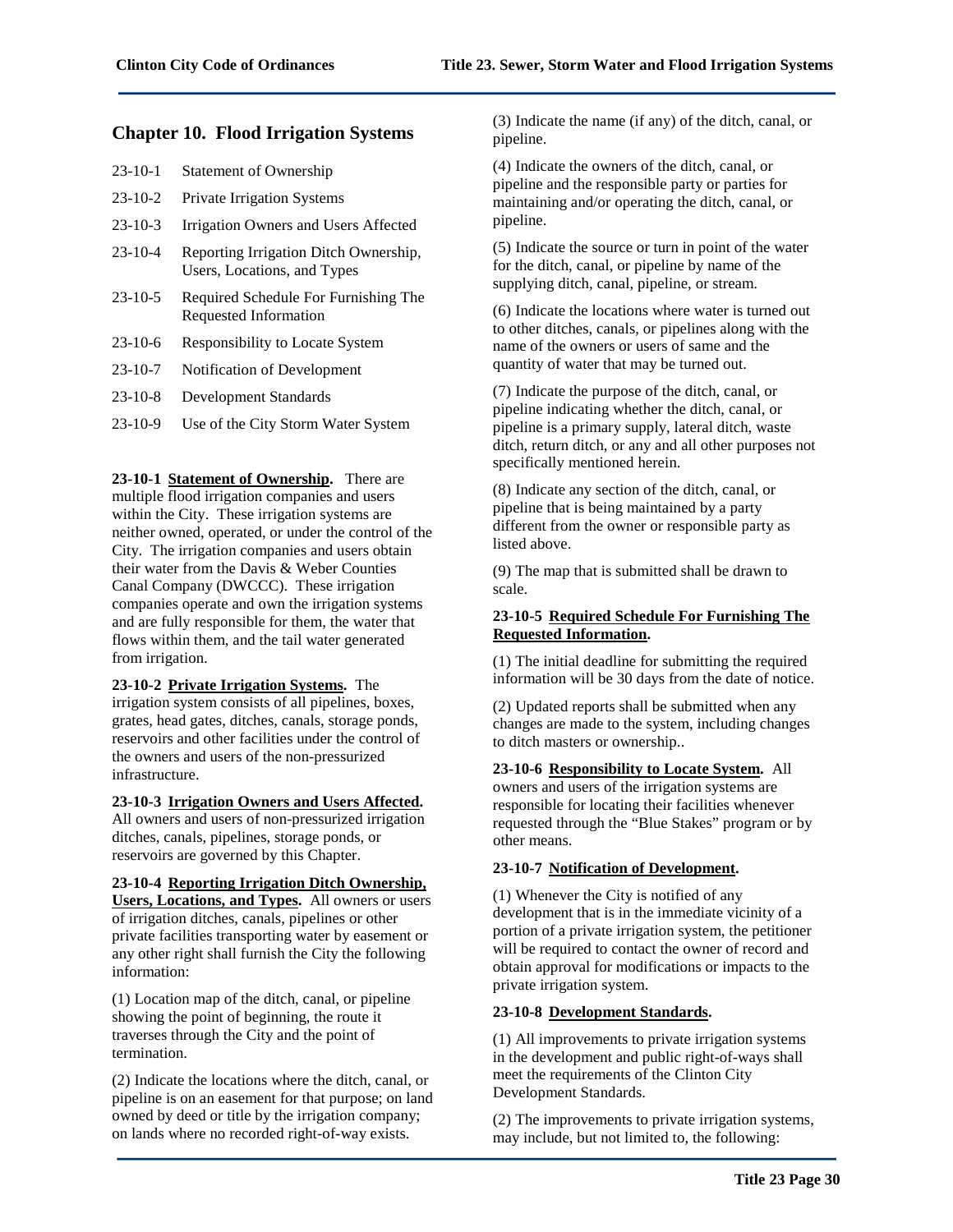## Chapter 10. Flood Irrigation Systems

- 23-10-1 Statement of Ownership
- 23-10-2 Private Irrigation Systems
- 23-10-3 Irrigation Owners and Users Affected
- 23-10-4 Reporting Irrigation Ditch Ownership, Users, Locations, and Types
- 23-10-5 Required Schedule For Furnishing The Requested Information
- 23-10-6 Responsibility to Locate System
- 23-10-7 Notification of Development
- 23-10-8 Development Standards
- 23-10-9 Use of the City Storm Water System

**23-10-1 Statement of Ownership.** There are multiple flood irrigation companies and users within the City. These irrigation systems are neither owned, operated, or under the control of the City. The irrigation companies and users obtain their water from the Davis & Weber Counties Canal Company (DWCCC). These irrigation companies operate and own the irrigation systems and are fully responsible for them, the water that flows within them, and the tail water generated from irrigation.

**23-10-2 Private Irrigation Systems.** The irrigation system consists of all pipelines, boxes, grates, head gates, ditches, canals, storage ponds, reservoirs and other facilities under the control of the owners and users of the non-pressurized infrastructure.

**23-10-3 Irrigation Owners and Users Affected.** All owners and users of non-pressurized irrigation ditches, canals, pipelines, storage ponds, or reservoirs are governed by this Chapter.

**23-10-4 Reporting Irrigation Ditch Ownership, Users, Locations, and Types.** All owners or users of irrigation ditches, canals, pipelines or other private facilities transporting water by easement or any other right shall furnish the City the following information:

(1) Location map of the ditch, canal, or pipeline showing the point of beginning, the route it traverses through the City and the point of termination.

(2) Indicate the locations where the ditch, canal, or pipeline is on an easement for that purpose; on land owned by deed or title by the irrigation company; on lands where no recorded right-of-way exists.

(3) Indicate the name (if any) of the ditch, canal, or pipeline.

(4) Indicate the owners of the ditch, canal, or pipeline and the responsible party or parties for maintaining and/or operating the ditch, canal, or pipeline.

(5) Indicate the source or turn in point of the water for the ditch, canal, or pipeline by name of the supplying ditch, canal, pipeline, or stream.

(6) Indicate the locations where water is turned out to other ditches, canals, or pipelines along with the name of the owners or users of same and the quantity of water that may be turned out.

(7) Indicate the purpose of the ditch, canal, or pipeline indicating whether the ditch, canal, or pipeline is a primary supply, lateral ditch, waste ditch, return ditch, or any and all other purposes not specifically mentioned herein.

(8) Indicate any section of the ditch, canal, or pipeline that is being maintained by a party different from the owner or responsible party as listed above.

(9) The map that is submitted shall be drawn to scale.

**23-10-5 Required Schedule For Furnishing The Requested Information.**

(1) The initial deadline for submitting the required information will be 30 days from the date of notice.

(2) Updated reports shall be submitted when any changes are made to the system, including changes to ditch masters or ownership..

**23-10-6 Responsibility to Locate System.** All owners and users of the irrigation systems are responsible for locating their facilities whenever requested through the "Blue Stakes" program or by other means.

**23-10-7 Notification of Development.**

(1) Whenever the City is notified of any development that is in the immediate vicinity of a portion of a private irrigation system, the petitioner will be required to contact the owner of record and obtain approval for modifications or impacts to the private irrigation system.

**23-10-8 Development Standards.**

(1) All improvements to private irrigation systems in the development and public right-of-ways shall meet the requirements of the Clinton City Development Standards.

(2) The improvements to private irrigation systems, may include, but not limited to, the following: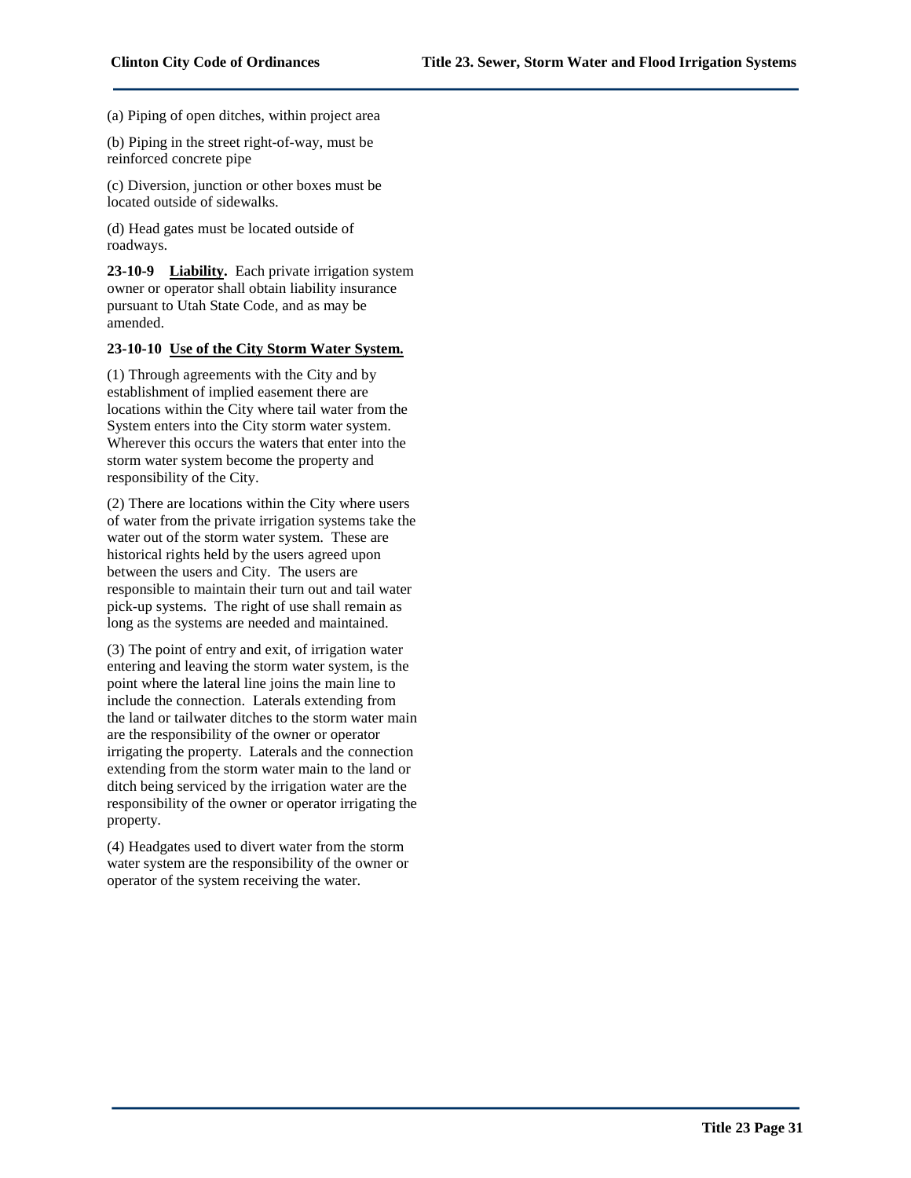(a) Piping of open ditches, within project area

(b) Piping in the street right-of-way, must be reinforced concrete pipe

(c) Diversion, junction or other boxes must be located outside of sidewalks.

(d) Head gates must be located outside of roadways.

**23-10-9 Liability.** Each private irrigation system owner or operator shall obtain liability insurance pursuant to Utah State Code, and as may be amended.

**23-10-10 Use of the City Storm Water System.**

(1) Through agreements with the City and by establishment of implied easement there are locations within the City where tail water from the System enters into the City storm water system. Wherever this occurs the waters that enter into the storm water system become the property and responsibility of the City.

(2) There are locations within the City where users of water from the private irrigation systems take the water out of the storm water system. These are historical rights held by the users agreed upon between the users and City. The users are responsible to maintain their turn out and tail water pick-up systems. The right of use shall remain as long as the systems are needed and maintained.

(3) The point of entry and exit, of irrigation water entering and leaving the storm water system, is the point where the lateral line joins the main line to include the connection. Laterals extending from the land or tailwater ditches to the storm water main are the responsibility of the owner or operator irrigating the property. Laterals and the connection extending from the storm water main to the land or ditch being serviced by the irrigation water are the responsibility of the owner or operator irrigating the property.

(4) Headgates used to divert water from the storm water system are the responsibility of the owner or operator of the system receiving the water.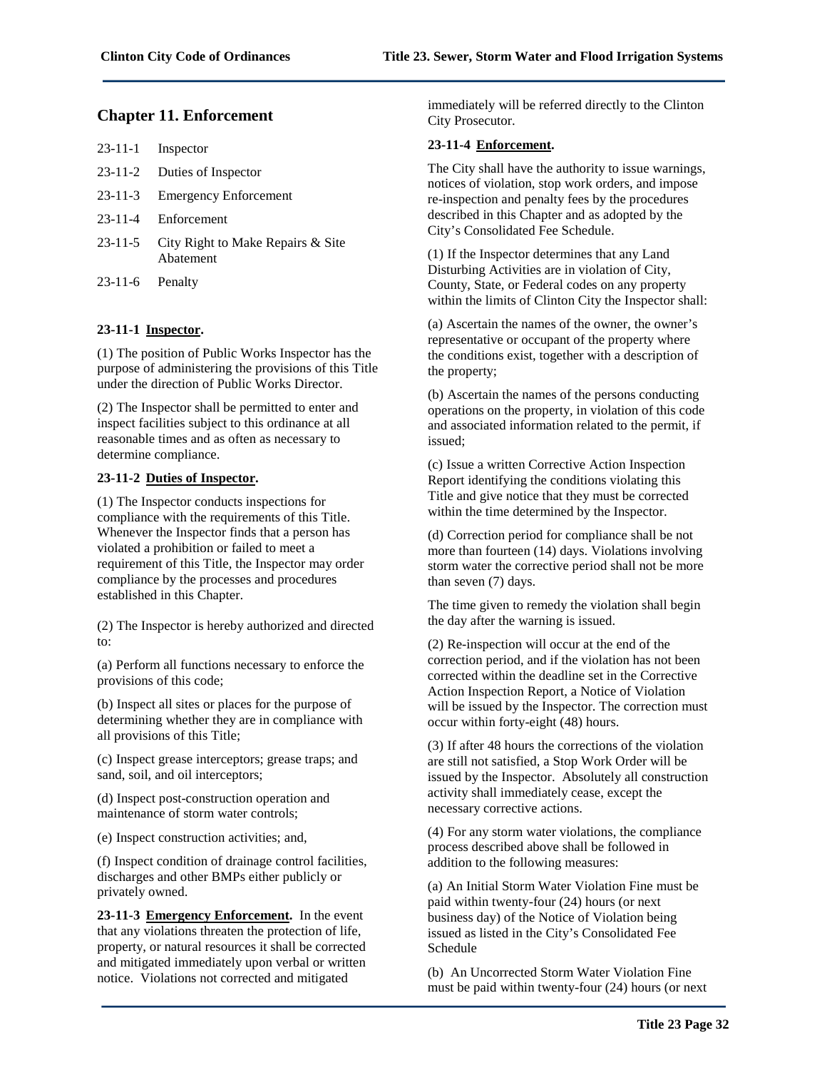## Chapter 11. Enforcement

23-11-1 Inspector

23-11-2 Duties of Inspector

23-11-3 Emergency Enforcement

23-11-4 Enforcement

23-11-5 City Right to Make Repairs & Site Abatement

23-11-6 Penalty

**23-11-1 Inspector.**

(1) The position of Public Works Inspector has the purpose of administering the provisions of this Title under the direction of Public Works Director.

(2) The Inspector shall be permitted to enter and inspect facilities subject to this ordinance at all reasonable times and as often as necessary to determine compliance.

**23-11-2 Duties of Inspector.**

(1) The Inspector conducts inspections for compliance with the requirements of this Title. Whenever the Inspector finds that a person has violated a prohibition or failed to meet a requirement of this Title, the Inspector may order compliance by the processes and procedures established in this Chapter.

(2) The Inspector is hereby authorized and directed to:

(a) Perform all functions necessary to enforce the provisions of this code;

(b) Inspect all sites or places for the purpose of determining whether they are in compliance with all provisions of this Title;

(c) Inspect grease interceptors; grease traps; and sand, soil, and oil interceptors;

(d) Inspect post-construction operation and maintenance of storm water controls;

(e) Inspect construction activities; and,

(f) Inspect condition of drainage control facilities, discharges and other BMPs either publicly or privately owned.

**23-11-3 Emergency Enforcement.** In the event that any violations threaten the protection of life, property, or natural resources it shall be corrected and mitigated immediately upon verbal or written notice. Violations not corrected and mitigated immediately will be referred directly to the Clinton City Prosecutor.

**23-11-4 Enforcement.**

The City shall have the authority to issue warnings, notices of violation, stop work orders, and impose re-inspection and penalty fees by the procedures described in this Chapter and as adopted by the City's Consolidated Fee Schedule.

(1) If the Inspector determines that any Land Disturbing Activities are in violation of City, County, State, or Federal codes on any property within the limits of Clinton City the Inspector shall:

(a) Ascertain the names of the owner, the owner's representative or occupant of the property where the conditions exist, together with a description of the property;

(b) Ascertain the names of the persons conducting operations on the property, in violation of this code and associated information related to the permit, if issued;

(c) Issue a written Corrective Action Inspection Report identifying the conditions violating this Title and give notice that they must be corrected within the time determined by the Inspector.

(d) Correction period for compliance shall be not more than fourteen (14) days. Violations involving storm water the corrective period shall not be more than seven (7) days.

The time given to remedy the violation shall begin the day after the warning is issued.

(2) Re-inspection will occur at the end of the correction period, and if the violation has not been corrected within the deadline set in the Corrective Action Inspection Report, a Notice of Violation will be issued by the Inspector. The correction must occur within forty-eight (48) hours.

(3) If after 48 hours the corrections of the violation are still not satisfied, a Stop Work Order will be issued by the Inspector. Absolutely all construction activity shall immediately cease, except the necessary corrective actions.

(4) For any storm water violations, the compliance process described above shall be followed in addition to the following measures:

(a) An Initial Storm Water Violation Fine must be paid within twenty-four (24) hours (or next business day) of the Notice of Violation being issued as listed in the City's Consolidated Fee Schedule

(b) An Uncorrected Storm Water Violation Fine must be paid within twenty-four (24) hours (or next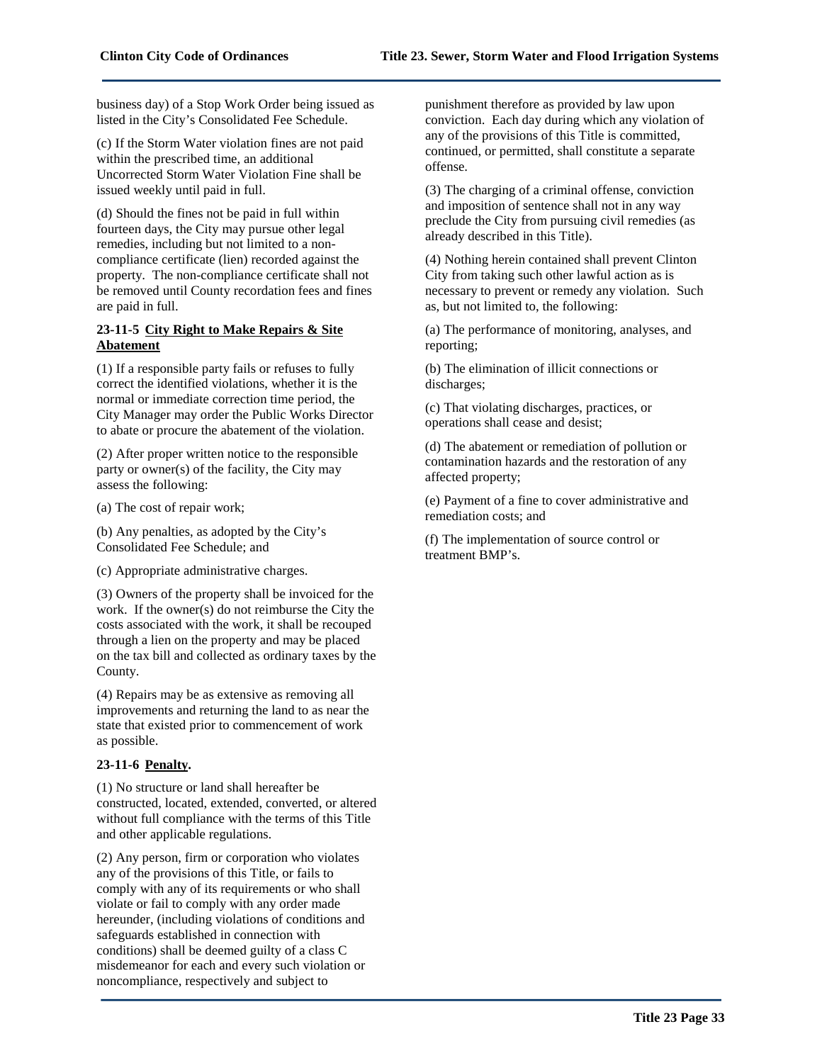business day) of a Stop Work Order being issued as listed in the City's Consolidated Fee Schedule.

(c) If the Storm Water violation fines are not paid within the prescribed time, an additional Uncorrected Storm Water Violation Fine shall be issued weekly until paid in full.

(d) Should the fines not be paid in full within fourteen days, the City may pursue other legal remedies, including but not limited to a non-compliance certificate (lien) recorded against the property. The non-compliance certificate shall not be removed until County recordation fees and fines are paid in full.

### 23-11-5 City Right to Make Repairs & Site Abatement

(1) If a responsible party fails or refuses to fully correct the identified violations, whether it is the normal or immediate correction time period, the City Manager may order the Public Works Director to abate or procure the abatement of the violation.

(2) After proper written notice to the responsible party or owner(s) of the facility, the City may assess the following:

(a) The cost of repair work;

(b) Any penalties, as adopted by the City's Consolidated Fee Schedule; and

(c) Appropriate administrative charges.

(3) Owners of the property shall be invoiced for the work. If the owner(s) do not reimburse the City the costs associated with the work, it shall be recouped through a lien on the property and may be placed on the tax bill and collected as ordinary taxes by the County.

(4) Repairs may be as extensive as removing all improvements and returning the land to as near the state that existed prior to commencement of work as possible.

### 23-11-6 Penalty.

(1) No structure or land shall hereafter be constructed, located, extended, converted, or altered without full compliance with the terms of this Title and other applicable regulations.

(2) Any person, firm or corporation who violates any of the provisions of this Title, or fails to comply with any of its requirements or who shall violate or fail to comply with any order made hereunder, (including violations of conditions and safeguards established in connection with conditions) shall be deemed guilty of a class C misdemeanor for each and every such violation or noncompliance, respectively and subject to punishment therefore as provided by law upon conviction. Each day during which any violation of any of the provisions of this Title is committed, continued, or permitted, shall constitute a separate offense.

(3) The charging of a criminal offense, conviction and imposition of sentence shall not in any way preclude the City from pursuing civil remedies (as already described in this Title).

(4) Nothing herein contained shall prevent Clinton City from taking such other lawful action as is necessary to prevent or remedy any violation. Such as, but not limited to, the following:

(a) The performance of monitoring, analyses, and reporting;

(b) The elimination of illicit connections or discharges;

(c) That violating discharges, practices, or operations shall cease and desist;

(d) The abatement or remediation of pollution or contamination hazards and the restoration of any affected property;

(e) Payment of a fine to cover administrative and remediation costs; and

(f) The implementation of source control or treatment BMP's.